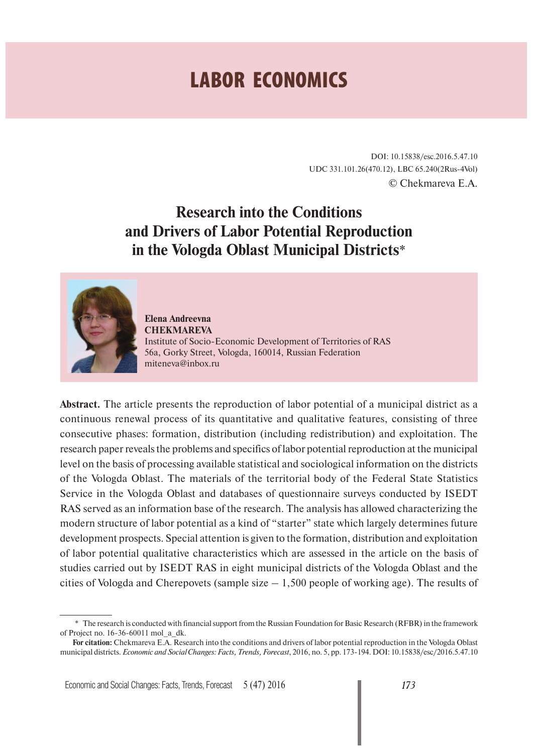# LABOR ECONOMICS

DOI: 10.15838/esc.2016.5.47.10
UDC 331.101.26(470.12), LBC 65.240(2Rus-4Vol)
© Chekmareva E.A.

## Research into the Conditions and Drivers of Labor Potential Reproduction in the Vologda Oblast Municipal Districts*

**Elena Andreevna CHEKMAREVA**
Institute of Socio-Economic Development of Territories of RAS
56a, Gorky Street, Vologda, 160014, Russian Federation
miteneva@inbox.ru

**Abstract.** The article presents the reproduction of labor potential of a municipal district as a continuous renewal process of its quantitative and qualitative features, consisting of three consecutive phases: formation, distribution (including redistribution) and exploitation. The research paper reveals the problems and specifics of labor potential reproduction at the municipal level on the basis of processing available statistical and sociological information on the districts of the Vologda Oblast. The materials of the territorial body of the Federal State Statistics Service in the Vologda Oblast and databases of questionnaire surveys conducted by ISEDT RAS served as an information base of the research. The analysis has allowed characterizing the modern structure of labor potential as a kind of "starter" state which largely determines future development prospects. Special attention is given to the formation, distribution and exploitation of labor potential qualitative characteristics which are assessed in the article on the basis of studies carried out by ISEDT RAS in eight municipal districts of the Vologda Oblast and the cities of Vologda and Cherepovets (sample size – 1,500 people of working age). The results of

---

\* The research is conducted with financial support from the Russian Foundation for Basic Research (RFBR) in the framework of Project no. 16-36-60011 mol_a_dk.

**For citation:** Chekmareva E.A. Research into the conditions and drivers of labor potential reproduction in the Vologda Oblast municipal districts. *Economic and Social Changes: Facts, Trends, Forecast*, 2016, no. 5, pp. 173-194. DOI: 10.15838/esc/2016.5.47.10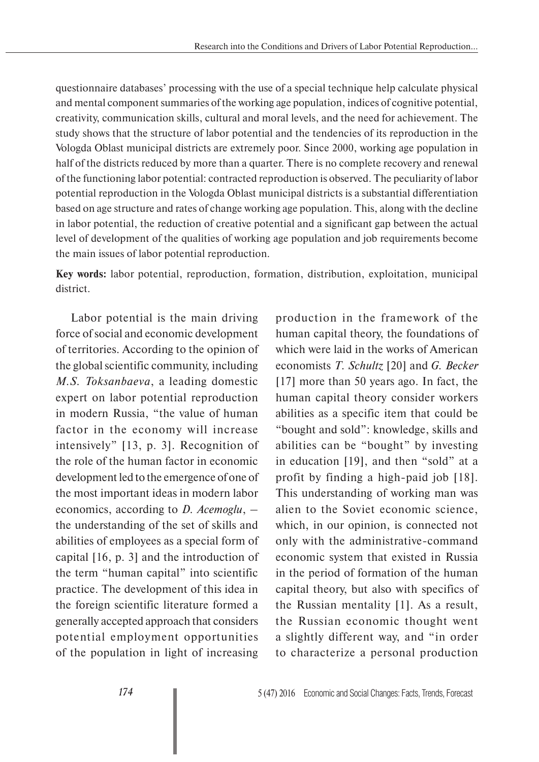questionnaire databases' processing with the use of a special technique help calculate physical and mental component summaries of the working age population, indices of cognitive potential, creativity, communication skills, cultural and moral levels, and the need for achievement. The study shows that the structure of labor potential and the tendencies of its reproduction in the Vologda Oblast municipal districts are extremely poor. Since 2000, working age population in half of the districts reduced by more than a quarter. There is no complete recovery and renewal of the functioning labor potential: contracted reproduction is observed. The peculiarity of labor potential reproduction in the Vologda Oblast municipal districts is a substantial differentiation based on age structure and rates of change working age population. This, along with the decline in labor potential, the reduction of creative potential and a significant gap between the actual level of development of the qualities of working age population and job requirements become the main issues of labor potential reproduction.

**Key words:** labor potential, reproduction, formation, distribution, exploitation, municipal district.

Labor potential is the main driving force of social and economic development of territories. According to the opinion of the global scientific community, including *M.S. Toksanbaeva*, a leading domestic expert on labor potential reproduction in modern Russia, "the value of human factor in the economy will increase intensively" [13, p. 3]. Recognition of the role of the human factor in economic development led to the emergence of one of the most important ideas in modern labor economics, according to *D. Acemoglu*, – the understanding of the set of skills and abilities of employees as a special form of capital [16, p. 3] and the introduction of the term "human capital" into scientific practice. The development of this idea in the foreign scientific literature formed a generally accepted approach that considers potential employment opportunities of the population in light of increasing production in the framework of the human capital theory, the foundations of which were laid in the works of American economists *T. Schultz* [20] and *G. Becker* [17] more than 50 years ago. In fact, the human capital theory consider workers abilities as a specific item that could be "bought and sold": knowledge, skills and abilities can be "bought" by investing in education [19], and then "sold" at a profit by finding a high-paid job [18]. This understanding of working man was alien to the Soviet economic science, which, in our opinion, is connected not only with the administrative-command economic system that existed in Russia in the period of formation of the human capital theory, but also with specifics of the Russian mentality [1]. As a result, the Russian economic thought went a slightly different way, and "in order to characterize a personal production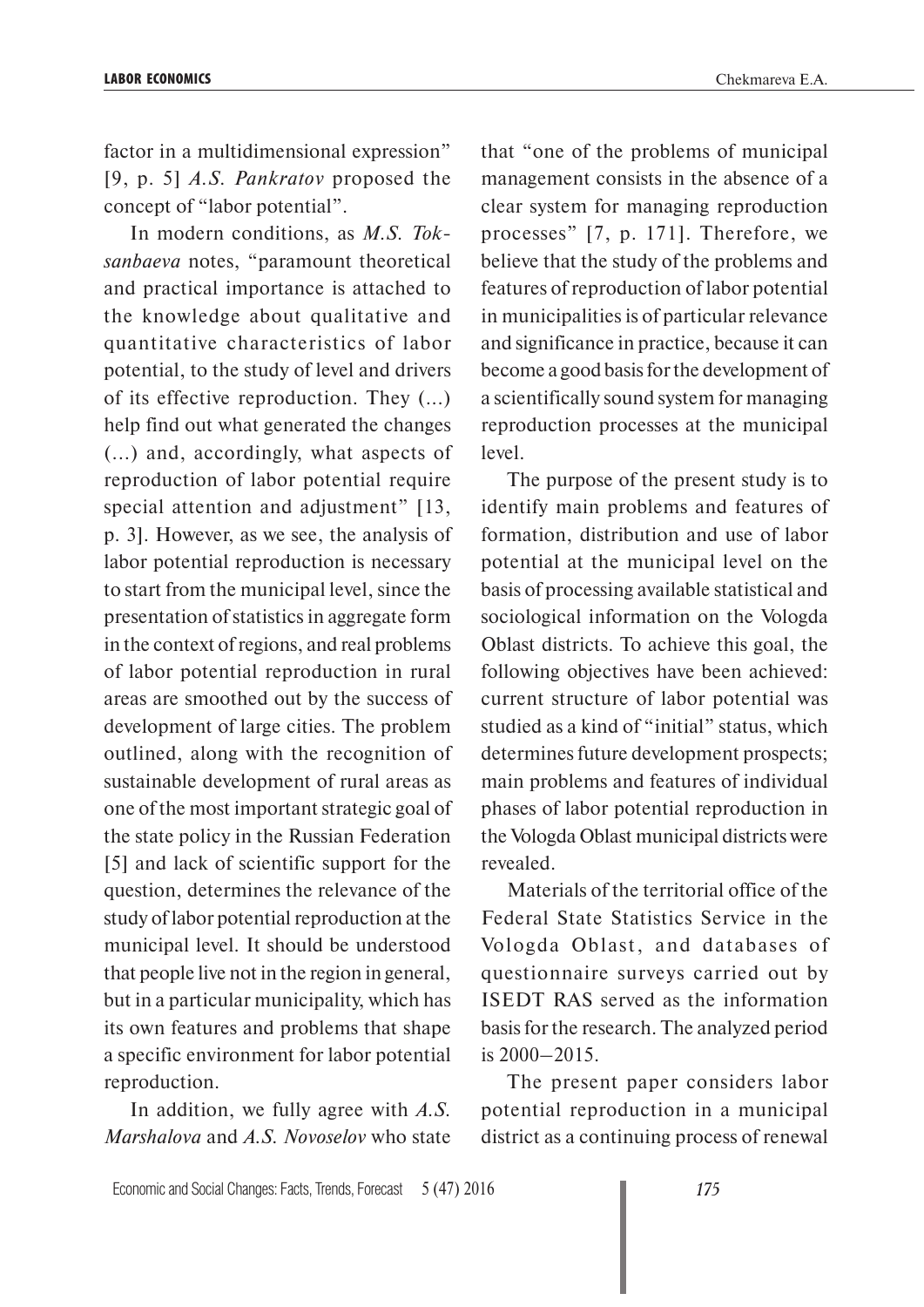factor in a multidimensional expression" [9, p. 5] *A.S. Pankratov* proposed the concept of "labor potential".

In modern conditions, as *M.S. Toksanbaeva* notes, "paramount theoretical and practical importance is attached to the knowledge about qualitative and quantitative characteristics of labor potential, to the study of level and drivers of its effective reproduction. They (...) help find out what generated the changes (…) and, accordingly, what aspects of reproduction of labor potential require special attention and adjustment" [13, p. 3]. However, as we see, the analysis of labor potential reproduction is necessary to start from the municipal level, since the presentation of statistics in aggregate form in the context of regions, and real problems of labor potential reproduction in rural areas are smoothed out by the success of development of large cities. The problem outlined, along with the recognition of sustainable development of rural areas as one of the most important strategic goal of the state policy in the Russian Federation [5] and lack of scientific support for the question, determines the relevance of the study of labor potential reproduction at the municipal level. It should be understood that people live not in the region in general, but in a particular municipality, which has its own features and problems that shape a specific environment for labor potential reproduction.

In addition, we fully agree with *A.S. Marshalova* and *A.S. Novoselov* who state that "one of the problems of municipal management consists in the absence of a clear system for managing reproduction processes" [7, p. 171]. Therefore, we believe that the study of the problems and features of reproduction of labor potential in municipalities is of particular relevance and significance in practice, because it can become a good basis for the development of a scientifically sound system for managing reproduction processes at the municipal level.

The purpose of the present study is to identify main problems and features of formation, distribution and use of labor potential at the municipal level on the basis of processing available statistical and sociological information on the Vologda Oblast districts. To achieve this goal, the following objectives have been achieved: current structure of labor potential was studied as a kind of "initial" status, which determines future development prospects; main problems and features of individual phases of labor potential reproduction in the Vologda Oblast municipal districts were revealed.

Materials of the territorial office of the Federal State Statistics Service in the Vologda Oblast, and databases of questionnaire surveys carried out by ISEDT RAS served as the information basis for the research. The analyzed period is 2000–2015.

The present paper considers labor potential reproduction in a municipal district as a continuing process of renewal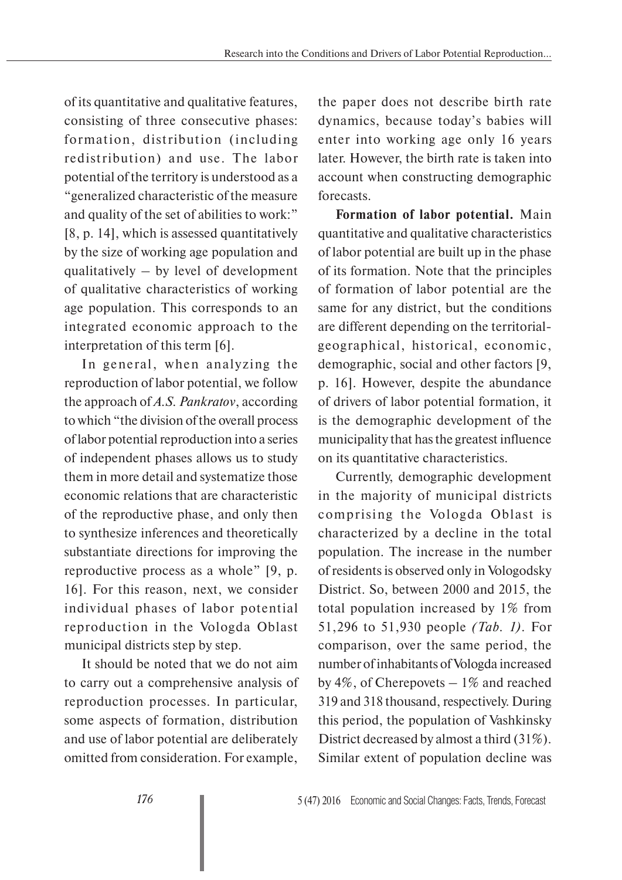of its quantitative and qualitative features, consisting of three consecutive phases: formation, distribution (including redistribution) and use. The labor potential of the territory is understood as a "generalized characteristic of the measure and quality of the set of abilities to work:" [8, p. 14], which is assessed quantitatively by the size of working age population and qualitatively – by level of development of qualitative characteristics of working age population. This corresponds to an integrated economic approach to the interpretation of this term [6].

In general, when analyzing the reproduction of labor potential, we follow the approach of *A.S. Pankratov*, according to which "the division of the overall process of labor potential reproduction into a series of independent phases allows us to study them in more detail and systematize those economic relations that are characteristic of the reproductive phase, and only then to synthesize inferences and theoretically substantiate directions for improving the reproductive process as a whole" [9, p. 16]. For this reason, next, we consider individual phases of labor potential reproduction in the Vologda Oblast municipal districts step by step.

It should be noted that we do not aim to carry out a comprehensive analysis of reproduction processes. In particular, some aspects of formation, distribution and use of labor potential are deliberately omitted from consideration. For example, the paper does not describe birth rate dynamics, because today's babies will enter into working age only 16 years later. However, the birth rate is taken into account when constructing demographic forecasts.

**Formation of labor potential.** Main quantitative and qualitative characteristics of labor potential are built up in the phase of its formation. Note that the principles of formation of labor potential are the same for any district, but the conditions are different depending on the territorial-geographical, historical, economic, demographic, social and other factors [9, p. 16]. However, despite the abundance of drivers of labor potential formation, it is the demographic development of the municipality that has the greatest influence on its quantitative characteristics.

Currently, demographic development in the majority of municipal districts comprising the Vologda Oblast is characterized by a decline in the total population. The increase in the number of residents is observed only in Vologodsky District. So, between 2000 and 2015, the total population increased by 1% from 51,296 to 51,930 people *(Tab. 1)*. For comparison, over the same period, the number of inhabitants of Vologda increased by 4%, of Cherepovets – 1% and reached 319 and 318 thousand, respectively. During this period, the population of Vashkinsky District decreased by almost a third (31%). Similar extent of population decline was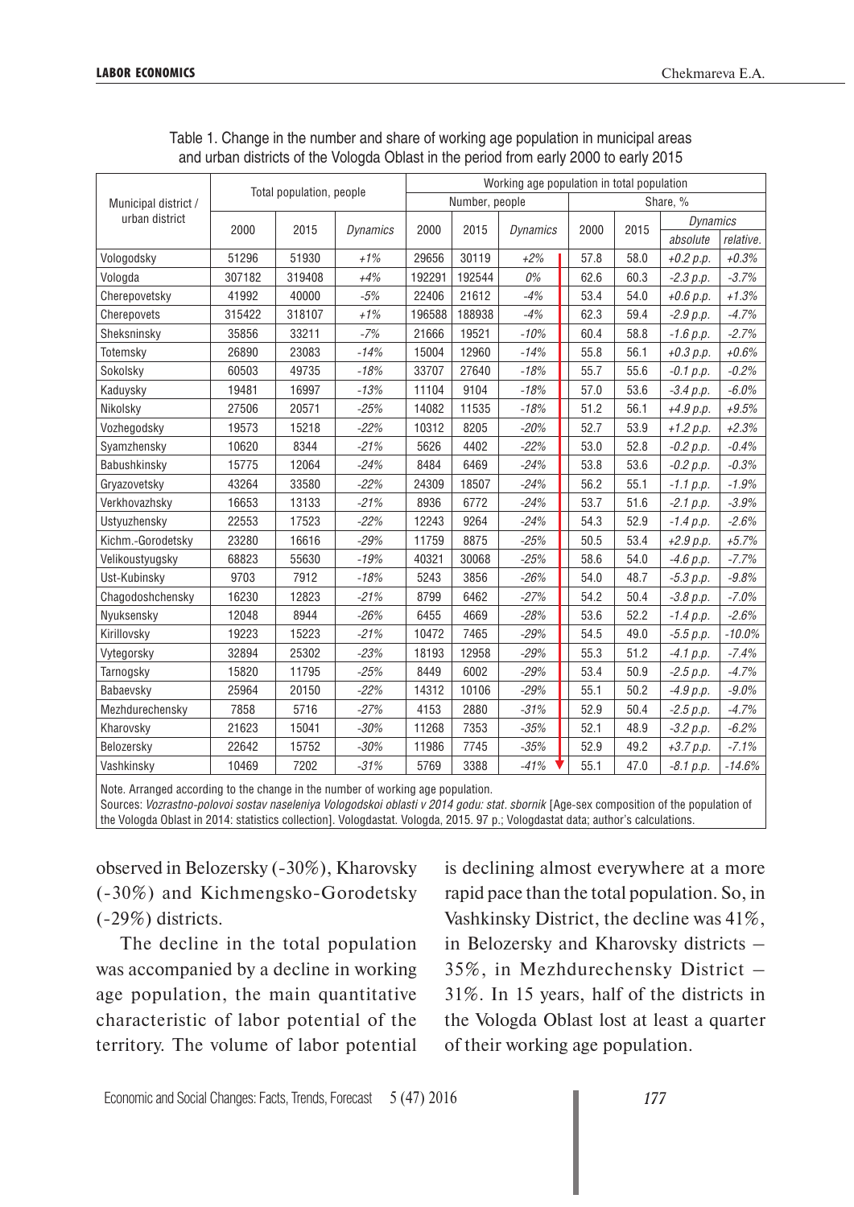Table 1. Change in the number and share of working age population in municipal areas and urban districts of the Vologda Oblast in the period from early 2000 to early 2015

| Municipal district / urban district | Total population, people | | | Working age population in total population | | | | | | |
|---|---|---|---|---|---|---|---|---|---|---|
| | | | | Number, people | | | Share, % | | | |
| | 2000 | 2015 | *Dynamics* | 2000 | 2015 | *Dynamics* | 2000 | 2015 | *Dynamics* | |
| | | | | | | | | | *absolute* | *relative.* |
| Vologodsky | 51296 | 51930 | *+1%* | 29656 | 30119 | *+2%* | 57.8 | 58.0 | *+0.2 p.p.* | *+0.3%* |
| Vologda | 307182 | 319408 | *+4%* | 192291 | 192544 | *0%* | 62.6 | 60.3 | *-2.3 p.p.* | *-3.7%* |
| Cherepovetsky | 41992 | 40000 | *-5%* | 22406 | 21612 | *-4%* | 53.4 | 54.0 | *+0.6 p.p.* | *+1.3%* |
| Cherepovets | 315422 | 318107 | *+1%* | 196588 | 188938 | *-4%* | 62.3 | 59.4 | *-2.9 p.p.* | *-4.7%* |
| Sheksninsky | 35856 | 33211 | *-7%* | 21666 | 19521 | *-10%* | 60.4 | 58.8 | *-1.6 p.p.* | *-2.7%* |
| Totemsky | 26890 | 23083 | *-14%* | 15004 | 12960 | *-14%* | 55.8 | 56.1 | *+0.3 p.p.* | *+0.6%* |
| Sokolsky | 60503 | 49735 | *-18%* | 33707 | 27640 | *-18%* | 55.7 | 55.6 | *-0.1 p.p.* | *-0.2%* |
| Kaduysky | 19481 | 16997 | *-13%* | 11104 | 9104 | *-18%* | 57.0 | 53.6 | *-3.4 p.p.* | *-6.0%* |
| Nikolsky | 27506 | 20571 | *-25%* | 14082 | 11535 | *-18%* | 51.2 | 56.1 | *+4.9 p.p.* | *+9.5%* |
| Vozhegodsky | 19573 | 15218 | *-22%* | 10312 | 8205 | *-20%* | 52.7 | 53.9 | *+1.2 p.p.* | *+2.3%* |
| Syamzhensky | 10620 | 8344 | *-21%* | 5626 | 4402 | *-22%* | 53.0 | 52.8 | *-0.2 p.p.* | *-0.4%* |
| Babushkinsky | 15775 | 12064 | *-24%* | 8484 | 6469 | *-24%* | 53.8 | 53.6 | *-0.2 p.p.* | *-0.3%* |
| Gryazovetsky | 43264 | 33580 | *-22%* | 24309 | 18507 | *-24%* | 56.2 | 55.1 | *-1.1 p.p.* | *-1.9%* |
| Verkhovazhsky | 16653 | 13133 | *-21%* | 8936 | 6772 | *-24%* | 53.7 | 51.6 | *-2.1 p.p.* | *-3.9%* |
| Ustyuzhensky | 22553 | 17523 | *-22%* | 12243 | 9264 | *-24%* | 54.3 | 52.9 | *-1.4 p.p.* | *-2.6%* |
| Kichm.-Gorodetsky | 23280 | 16616 | *-29%* | 11759 | 8875 | *-25%* | 50.5 | 53.4 | *+2.9 p.p.* | *+5.7%* |
| Velikoustyugsky | 68823 | 55630 | *-19%* | 40321 | 30068 | *-25%* | 58.6 | 54.0 | *-4.6 p.p.* | *-7.7%* |
| Ust-Kubinsky | 9703 | 7912 | *-18%* | 5243 | 3856 | *-26%* | 54.0 | 48.7 | *-5.3 p.p.* | *-9.8%* |
| Chagodoshchensky | 16230 | 12823 | *-21%* | 8799 | 6462 | *-27%* | 54.2 | 50.4 | *-3.8 p.p.* | *-7.0%* |
| Nyuksensky | 12048 | 8944 | *-26%* | 6455 | 4669 | *-28%* | 53.6 | 52.2 | *-1.4 p.p.* | *-2.6%* |
| Kirillovsky | 19223 | 15223 | *-21%* | 10472 | 7465 | *-29%* | 54.5 | 49.0 | *-5.5 p.p.* | *-10.0%* |
| Vytegorsky | 32894 | 25302 | *-23%* | 18193 | 12958 | *-29%* | 55.3 | 51.2 | *-4.1 p.p.* | *-7.4%* |
| Tarnogsky | 15820 | 11795 | *-25%* | 8449 | 6002 | *-29%* | 53.4 | 50.9 | *-2.5 p.p.* | *-4.7%* |
| Babaevsky | 25964 | 20150 | *-22%* | 14312 | 10106 | *-29%* | 55.1 | 50.2 | *-4.9 p.p.* | *-9.0%* |
| Mezhdurechensky | 7858 | 5716 | *-27%* | 4153 | 2880 | *-31%* | 52.9 | 50.4 | *-2.5 p.p.* | *-4.7%* |
| Kharovsky | 21623 | 15041 | *-30%* | 11268 | 7353 | *-35%* | 52.1 | 48.9 | *-3.2 p.p.* | *-6.2%* |
| Belozersky | 22642 | 15752 | *-30%* | 11986 | 7745 | *-35%* | 52.9 | 49.2 | *+3.7 p.p.* | *-7.1%* |
| Vashkinsky | 10469 | 7202 | *-31%* | 5769 | 3388 | *-41%* | 55.1 | 47.0 | *-8.1 p.p.* | *-14.6%* |

Note. Arranged according to the change in the number of working age population.
Sources: *Vozrastno-polovoi sostav naseleniya Vologodskoi oblasti v 2014 godu: stat. sbornik* [Age-sex composition of the population of the Vologda Oblast in 2014: statistics collection]. Vologdastat. Vologda, 2015. 97 p.; Vologdastat data; author's calculations.

observed in Belozersky (-30%), Kharovsky (-30%) and Kichmengsko-Gorodetsky (-29%) districts.

The decline in the total population was accompanied by a decline in working age population, the main quantitative characteristic of labor potential of the territory. The volume of labor potential is declining almost everywhere at a more rapid pace than the total population. So, in Vashkinsky District, the decline was 41%, in Belozersky and Kharovsky districts – 35%, in Mezhdurechensky District – 31%. In 15 years, half of the districts in the Vologda Oblast lost at least a quarter of their working age population.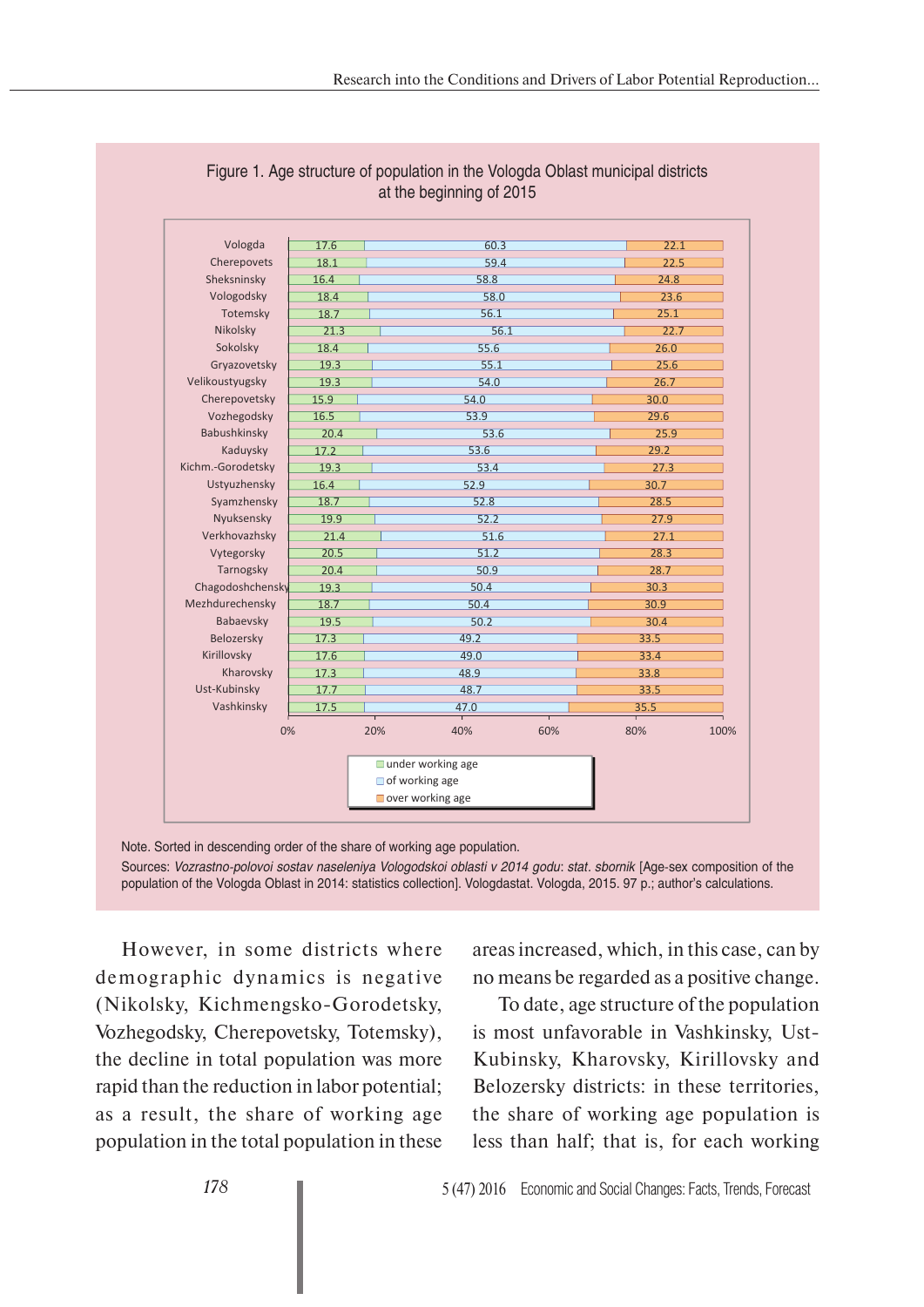Figure 1. Age structure of population in the Vologda Oblast municipal districts at the beginning of 2015

| District | under working age | of working age | over working age |
|---|---|---|---|
| Vologda | 17.6 | 60.3 | 22.1 |
| Cherepovets | 18.1 | 59.4 | 22.5 |
| Sheksninsky | 16.4 | 58.8 | 24.8 |
| Vologodsky | 18.4 | 58.0 | 23.6 |
| Totemsky | 18.7 | 56.1 | 25.1 |
| Nikolsky | 21.3 | 56.1 | 22.7 |
| Sokolsky | 18.4 | 55.6 | 26.0 |
| Gryazovetsky | 19.3 | 55.1 | 25.6 |
| Velikoustyugsky | 19.3 | 54.0 | 26.7 |
| Cherepovetsky | 15.9 | 54.0 | 30.0 |
| Vozhegodsky | 16.5 | 53.9 | 29.6 |
| Babushkinsky | 20.4 | 53.6 | 25.9 |
| Kaduysky | 17.2 | 53.6 | 29.2 |
| Kichm.-Gorodetsky | 19.3 | 53.4 | 27.3 |
| Ustyuzhensky | 16.4 | 52.9 | 30.7 |
| Syamzhensky | 18.7 | 52.8 | 28.5 |
| Nyuksensky | 19.9 | 52.2 | 27.9 |
| Verkhovazhsky | 21.4 | 51.6 | 27.1 |
| Vytegorsky | 20.5 | 51.2 | 28.3 |
| Tarnogsky | 20.4 | 50.9 | 28.7 |
| Chagodoshchensky | 19.3 | 50.4 | 30.3 |
| Mezhdurechensky | 18.7 | 50.4 | 30.9 |
| Babaevsky | 19.5 | 50.2 | 30.4 |
| Belozersky | 17.3 | 49.2 | 33.5 |
| Kirillovsky | 17.6 | 49.0 | 33.4 |
| Kharovsky | 17.3 | 48.9 | 33.8 |
| Ust-Kubinsky | 17.7 | 48.7 | 33.5 |
| Vashkinsky | 17.5 | 47.0 | 35.5 |

Note. Sorted in descending order of the share of working age population.

Sources: *Vozrastno-polovoi sostav naseleniya Vologodskoi oblasti v 2014 godu*: *stat. sbornik* [Age-sex composition of the population of the Vologda Oblast in 2014: statistics collection]. Vologdastat. Vologda, 2015. 97 p.; author's calculations.

However, in some districts where demographic dynamics is negative (Nikolsky, Kichmengsko-Gorodetsky, Vozhegodsky, Cherepovetsky, Totemsky), the decline in total population was more rapid than the reduction in labor potential; as a result, the share of working age population in the total population in these areas increased, which, in this case, can by no means be regarded as a positive change.

To date, age structure of the population is most unfavorable in Vashkinsky, Ust-Kubinsky, Kharovsky, Kirillovsky and Belozersky districts: in these territories, the share of working age population is less than half; that is, for each working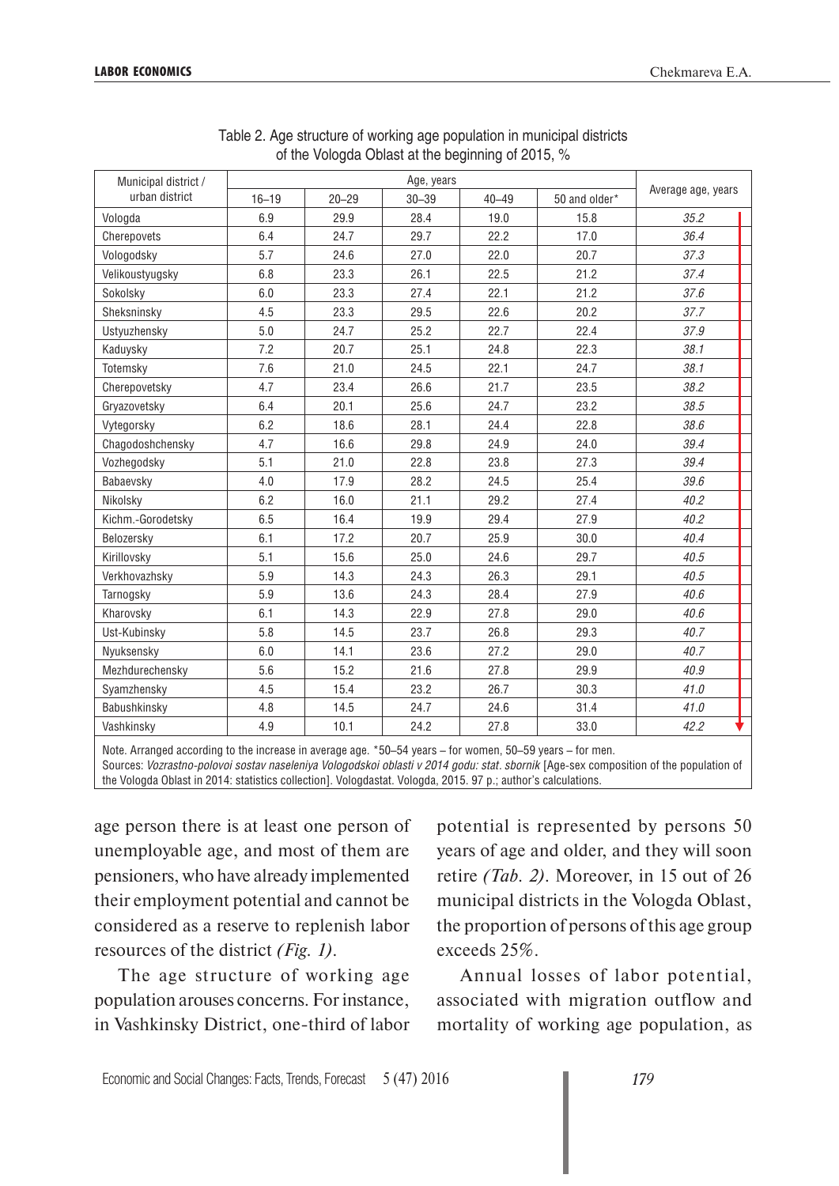Table 2. Age structure of working age population in municipal districts of the Vologda Oblast at the beginning of 2015, %

| Municipal district / urban district | Age, years | | | | | Average age, years |
|---|---|---|---|---|---|---|
| | 16–19 | 20–29 | 30–39 | 40–49 | 50 and older* | |
| Vologda | 6.9 | 29.9 | 28.4 | 19.0 | 15.8 | *35.2* |
| Cherepovets | 6.4 | 24.7 | 29.7 | 22.2 | 17.0 | *36.4* |
| Vologodsky | 5.7 | 24.6 | 27.0 | 22.0 | 20.7 | *37.3* |
| Velikoustyugsky | 6.8 | 23.3 | 26.1 | 22.5 | 21.2 | *37.4* |
| Sokolsky | 6.0 | 23.3 | 27.4 | 22.1 | 21.2 | *37.6* |
| Sheksninsky | 4.5 | 23.3 | 29.5 | 22.6 | 20.2 | *37.7* |
| Ustyuzhensky | 5.0 | 24.7 | 25.2 | 22.7 | 22.4 | *37.9* |
| Kaduysky | 7.2 | 20.7 | 25.1 | 24.8 | 22.3 | *38.1* |
| Totemsky | 7.6 | 21.0 | 24.5 | 22.1 | 24.7 | *38.1* |
| Cherepovetsky | 4.7 | 23.4 | 26.6 | 21.7 | 23.5 | *38.2* |
| Gryazovetsky | 6.4 | 20.1 | 25.6 | 24.7 | 23.2 | *38.5* |
| Vytegorsky | 6.2 | 18.6 | 28.1 | 24.4 | 22.8 | *38.6* |
| Chagodoshchensky | 4.7 | 16.6 | 29.8 | 24.9 | 24.0 | *39.4* |
| Vozhegodsky | 5.1 | 21.0 | 22.8 | 23.8 | 27.3 | *39.4* |
| Babaevsky | 4.0 | 17.9 | 28.2 | 24.5 | 25.4 | *39.6* |
| Nikolsky | 6.2 | 16.0 | 21.1 | 29.2 | 27.4 | *40.2* |
| Kichm.-Gorodetsky | 6.5 | 16.4 | 19.9 | 29.4 | 27.9 | *40.2* |
| Belozersky | 6.1 | 17.2 | 20.7 | 25.9 | 30.0 | *40.4* |
| Kirillovsky | 5.1 | 15.6 | 25.0 | 24.6 | 29.7 | *40.5* |
| Verkhovazhsky | 5.9 | 14.3 | 24.3 | 26.3 | 29.1 | *40.5* |
| Tarnogsky | 5.9 | 13.6 | 24.3 | 28.4 | 27.9 | *40.6* |
| Kharovsky | 6.1 | 14.3 | 22.9 | 27.8 | 29.0 | *40.6* |
| Ust-Kubinsky | 5.8 | 14.5 | 23.7 | 26.8 | 29.3 | *40.7* |
| Nyuksensky | 6.0 | 14.1 | 23.6 | 27.2 | 29.0 | *40.7* |
| Mezhdurechensky | 5.6 | 15.2 | 21.6 | 27.8 | 29.9 | *40.9* |
| Syamzhensky | 4.5 | 15.4 | 23.2 | 26.7 | 30.3 | *41.0* |
| Babushkinsky | 4.8 | 14.5 | 24.7 | 24.6 | 31.4 | *41.0* |
| Vashkinsky | 4.9 | 10.1 | 24.2 | 27.8 | 33.0 | *42.2* |

Note. Arranged according to the increase in average age. *50–54 years – for women, 50–59 years – for men.
Sources: *Vozrastno-polovoi sostav naseleniya Vologodskoi oblasti v 2014 godu: stat. sbornik* [Age-sex composition of the population of the Vologda Oblast in 2014: statistics collection]. Vologdastat. Vologda, 2015. 97 p.; author's calculations.

age person there is at least one person of unemployable age, and most of them are pensioners, who have already implemented their employment potential and cannot be considered as a reserve to replenish labor resources of the district *(Fig. 1)*.

The age structure of working age population arouses concerns. For instance, in Vashkinsky District, one-third of labor potential is represented by persons 50 years of age and older, and they will soon retire *(Tab. 2)*. Moreover, in 15 out of 26 municipal districts in the Vologda Oblast, the proportion of persons of this age group exceeds 25%.

Annual losses of labor potential, associated with migration outflow and mortality of working age population, as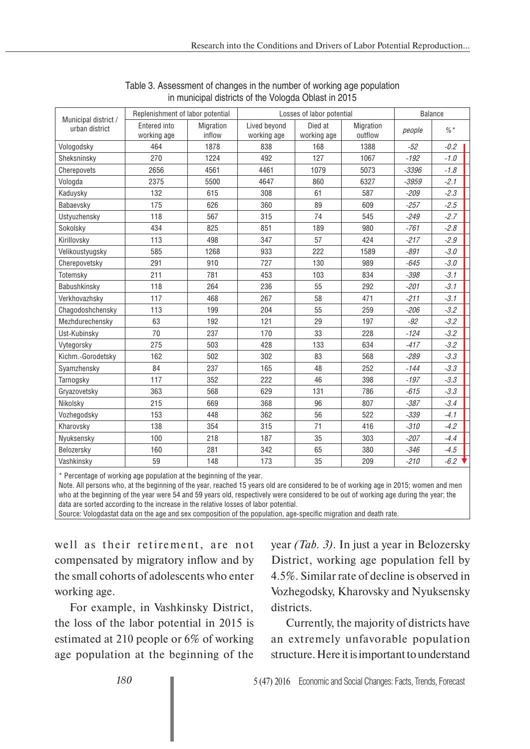Table 3. Assessment of changes in the number of working age population in municipal districts of the Vologda Oblast in 2015

| Municipal district / urban district | Replenishment of labor potential | | Losses of labor potential | | | Balance | |
|---|---|---|---|---|---|---|---|
| | Entered into working age | Migration inflow | Lived beyond working age | Died at working age | Migration outflow | *people* | *%** |
| Vologodsky | 464 | 1878 | 838 | 168 | 1388 | *-52* | *-0.2* |
| Sheksninsky | 270 | 1224 | 492 | 127 | 1067 | *-192* | *-1.0* |
| Cherepovets | 2656 | 4561 | 4461 | 1079 | 5073 | *-3396* | *-1.8* |
| Vologda | 2375 | 5500 | 4647 | 860 | 6327 | *-3959* | *-2.1* |
| Kaduysky | 132 | 615 | 308 | 61 | 587 | *-209* | *-2.3* |
| Babaevsky | 175 | 626 | 360 | 89 | 609 | *-257* | *-2.5* |
| Ustyuzhensky | 118 | 567 | 315 | 74 | 545 | *-249* | *-2.7* |
| Sokolsky | 434 | 825 | 851 | 189 | 980 | *-761* | *-2.8* |
| Kirillovsky | 113 | 498 | 347 | 57 | 424 | *-217* | *-2.9* |
| Velikoustyugsky | 585 | 1268 | 933 | 222 | 1589 | *-891* | *-3.0* |
| Cherepovetsky | 291 | 910 | 727 | 130 | 989 | *-645* | *-3.0* |
| Totemsky | 211 | 781 | 453 | 103 | 834 | *-398* | *-3.1* |
| Babushkinsky | 118 | 264 | 236 | 55 | 292 | *-201* | *-3.1* |
| Verkhovazhsky | 117 | 468 | 267 | 58 | 471 | *-211* | *-3.1* |
| Chagodoshchensky | 113 | 199 | 204 | 55 | 259 | *-206* | *-3.2* |
| Mezhdurechensky | 63 | 192 | 121 | 29 | 197 | *-92* | *-3.2* |
| Ust-Kubinsky | 70 | 237 | 170 | 33 | 228 | *-124* | *-3.2* |
| Vytegorsky | 275 | 503 | 428 | 133 | 634 | *-417* | *-3.2* |
| Kichm.-Gorodetsky | 162 | 502 | 302 | 83 | 568 | *-289* | *-3.3* |
| Syamzhensky | 84 | 237 | 165 | 48 | 252 | *-144* | *-3.3* |
| Tarnogsky | 117 | 352 | 222 | 46 | 398 | *-197* | *-3.3* |
| Gryazovetsky | 363 | 568 | 629 | 131 | 786 | *-615* | *-3.3* |
| Nikolsky | 215 | 669 | 368 | 96 | 807 | *-387* | *-3.4* |
| Vozhegodsky | 153 | 448 | 362 | 56 | 522 | *-339* | *-4.1* |
| Kharovsky | 138 | 354 | 315 | 71 | 416 | *-310* | *-4.2* |
| Nyuksensky | 100 | 218 | 187 | 35 | 303 | *-207* | *-4.4* |
| Belozersky | 160 | 281 | 342 | 65 | 380 | *-346* | *-4.5* |
| Vashkinsky | 59 | 148 | 173 | 35 | 209 | *-210* | *-6.2* |

\* Percentage of working age population at the beginning of the year.

Note. All persons who, at the beginning of the year, reached 15 years old are considered to be of working age in 2015; women and men who at the beginning of the year were 54 and 59 years old, respectively were considered to be out of working age during the year; the data are sorted according to the increase in the relative losses of labor potential.

Source: Vologdastat data on the age and sex composition of the population, age-specific migration and death rate.

well as their retirement, are not compensated by migratory inflow and by the small cohorts of adolescents who enter working age.

For example, in Vashkinsky District, the loss of the labor potential in 2015 is estimated at 210 people or 6% of working age population at the beginning of the year *(Tab. 3)*. In just a year in Belozersky District, working age population fell by 4.5%. Similar rate of decline is observed in Vozhegodsky, Kharovsky and Nyuksensky districts.

Currently, the majority of districts have an extremely unfavorable population structure. Here it is important to understand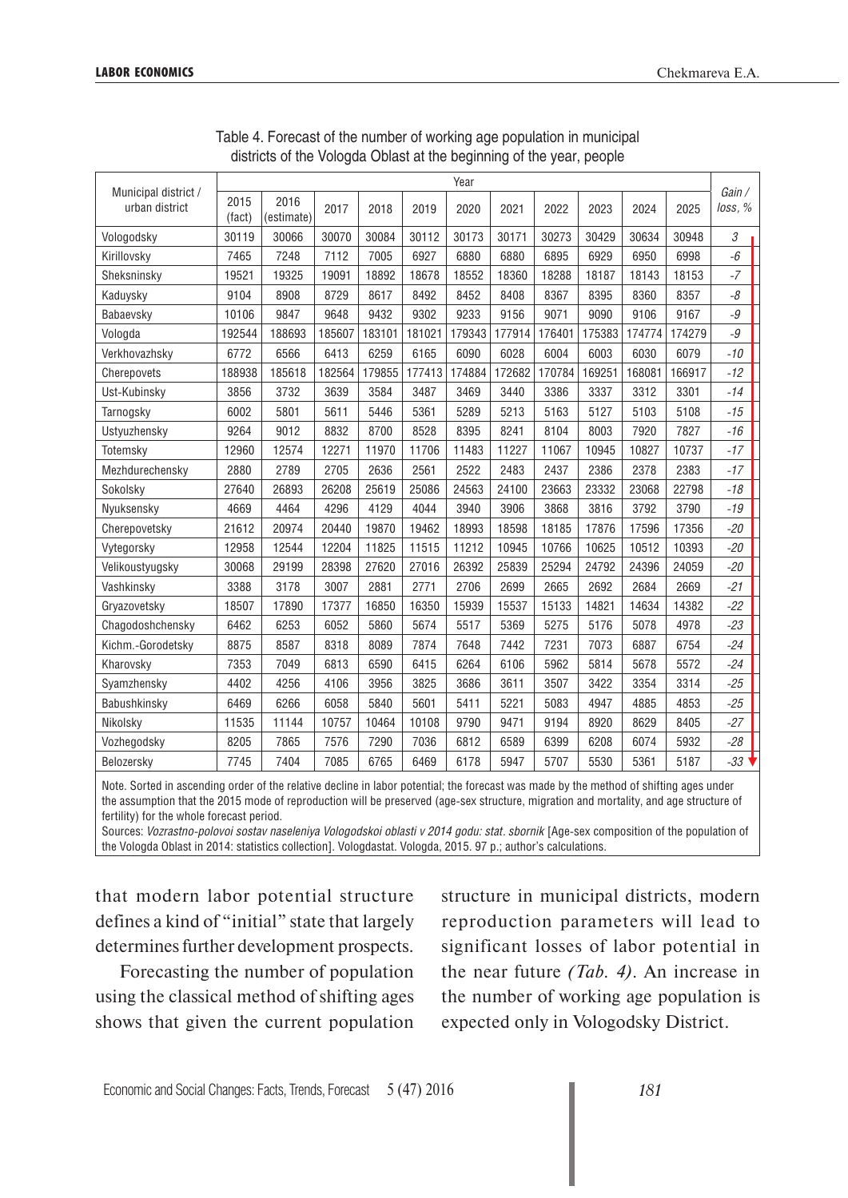Table 4. Forecast of the number of working age population in municipal districts of the Vologda Oblast at the beginning of the year, people

| Municipal district / urban district | Year | | | | | | | | | | | Gain / loss, % |
|---|---|---|---|---|---|---|---|---|---|---|---|---|
| | 2015 (fact) | 2016 (estimate) | 2017 | 2018 | 2019 | 2020 | 2021 | 2022 | 2023 | 2024 | 2025 | |
| Vologodsky | 30119 | 30066 | 30070 | 30084 | 30112 | 30173 | 30171 | 30273 | 30429 | 30634 | 30948 | *3* |
| Kirillovsky | 7465 | 7248 | 7112 | 7005 | 6927 | 6880 | 6880 | 6895 | 6929 | 6950 | 6998 | *-6* |
| Sheksninsky | 19521 | 19325 | 19091 | 18892 | 18678 | 18552 | 18360 | 18288 | 18187 | 18143 | 18153 | *-7* |
| Kaduysky | 9104 | 8908 | 8729 | 8617 | 8492 | 8452 | 8408 | 8367 | 8395 | 8360 | 8357 | *-8* |
| Babaevsky | 10106 | 9847 | 9648 | 9432 | 9302 | 9233 | 9156 | 9071 | 9090 | 9106 | 9167 | *-9* |
| Vologda | 192544 | 188693 | 185607 | 183101 | 181021 | 179343 | 177914 | 176401 | 175383 | 174774 | 174279 | *-9* |
| Verkhovazhsky | 6772 | 6566 | 6413 | 6259 | 6165 | 6090 | 6028 | 6004 | 6003 | 6030 | 6079 | *-10* |
| Cherepovets | 188938 | 185618 | 182564 | 179855 | 177413 | 174884 | 172682 | 170784 | 169251 | 168081 | 166917 | *-12* |
| Ust-Kubinsky | 3856 | 3732 | 3639 | 3584 | 3487 | 3469 | 3440 | 3386 | 3337 | 3312 | 3301 | *-14* |
| Tarnogsky | 6002 | 5801 | 5611 | 5446 | 5361 | 5289 | 5213 | 5163 | 5127 | 5103 | 5108 | *-15* |
| Ustyuzhensky | 9264 | 9012 | 8832 | 8700 | 8528 | 8395 | 8241 | 8104 | 8003 | 7920 | 7827 | *-16* |
| Totemsky | 12960 | 12574 | 12271 | 11970 | 11706 | 11483 | 11227 | 11067 | 10945 | 10827 | 10737 | *-17* |
| Mezhdurechensky | 2880 | 2789 | 2705 | 2636 | 2561 | 2522 | 2483 | 2437 | 2386 | 2378 | 2383 | *-17* |
| Sokolsky | 27640 | 26893 | 26208 | 25619 | 25086 | 24563 | 24100 | 23663 | 23332 | 23068 | 22798 | *-18* |
| Nyuksensky | 4669 | 4464 | 4296 | 4129 | 4044 | 3940 | 3906 | 3868 | 3816 | 3792 | 3790 | *-19* |
| Cherepovetsky | 21612 | 20974 | 20440 | 19870 | 19462 | 18993 | 18598 | 18185 | 17876 | 17596 | 17356 | *-20* |
| Vytegorsky | 12958 | 12544 | 12204 | 11825 | 11515 | 11212 | 10945 | 10766 | 10625 | 10512 | 10393 | *-20* |
| Velikoustyugsky | 30068 | 29199 | 28398 | 27620 | 27016 | 26392 | 25839 | 25294 | 24792 | 24396 | 24059 | *-20* |
| Vashkinsky | 3388 | 3178 | 3007 | 2881 | 2771 | 2706 | 2699 | 2665 | 2692 | 2684 | 2669 | *-21* |
| Gryazovetsky | 18507 | 17890 | 17377 | 16850 | 16350 | 15939 | 15537 | 15133 | 14821 | 14634 | 14382 | *-22* |
| Chagodoshchensky | 6462 | 6253 | 6052 | 5860 | 5674 | 5517 | 5369 | 5275 | 5176 | 5078 | 4978 | *-23* |
| Kichm.-Gorodetsky | 8875 | 8587 | 8318 | 8089 | 7874 | 7648 | 7442 | 7231 | 7073 | 6887 | 6754 | *-24* |
| Kharovsky | 7353 | 7049 | 6813 | 6590 | 6415 | 6264 | 6106 | 5962 | 5814 | 5678 | 5572 | *-24* |
| Syamzhensky | 4402 | 4256 | 4106 | 3956 | 3825 | 3686 | 3611 | 3507 | 3422 | 3354 | 3314 | *-25* |
| Babushkinsky | 6469 | 6266 | 6058 | 5840 | 5601 | 5411 | 5221 | 5083 | 4947 | 4885 | 4853 | *-25* |
| Nikolsky | 11535 | 11144 | 10757 | 10464 | 10108 | 9790 | 9471 | 9194 | 8920 | 8629 | 8405 | *-27* |
| Vozhegodsky | 8205 | 7865 | 7576 | 7290 | 7036 | 6812 | 6589 | 6399 | 6208 | 6074 | 5932 | *-28* |
| Belozersky | 7745 | 7404 | 7085 | 6765 | 6469 | 6178 | 5947 | 5707 | 5530 | 5361 | 5187 | *-33* |

Note. Sorted in ascending order of the relative decline in labor potential; the forecast was made by the method of shifting ages under the assumption that the 2015 mode of reproduction will be preserved (age-sex structure, migration and mortality, and age structure of fertility) for the whole forecast period.

Sources: *Vozrastno-polovoi sostav naseleniya Vologodskoi oblasti v 2014 godu: stat. sbornik* [Age-sex composition of the population of the Vologda Oblast in 2014: statistics collection]. Vologdastat. Vologda, 2015. 97 p.; author's calculations.

that modern labor potential structure defines a kind of "initial" state that largely determines further development prospects.

Forecasting the number of population using the classical method of shifting ages shows that given the current population structure in municipal districts, modern reproduction parameters will lead to significant losses of labor potential in the near future *(Tab. 4)*. An increase in the number of working age population is expected only in Vologodsky District.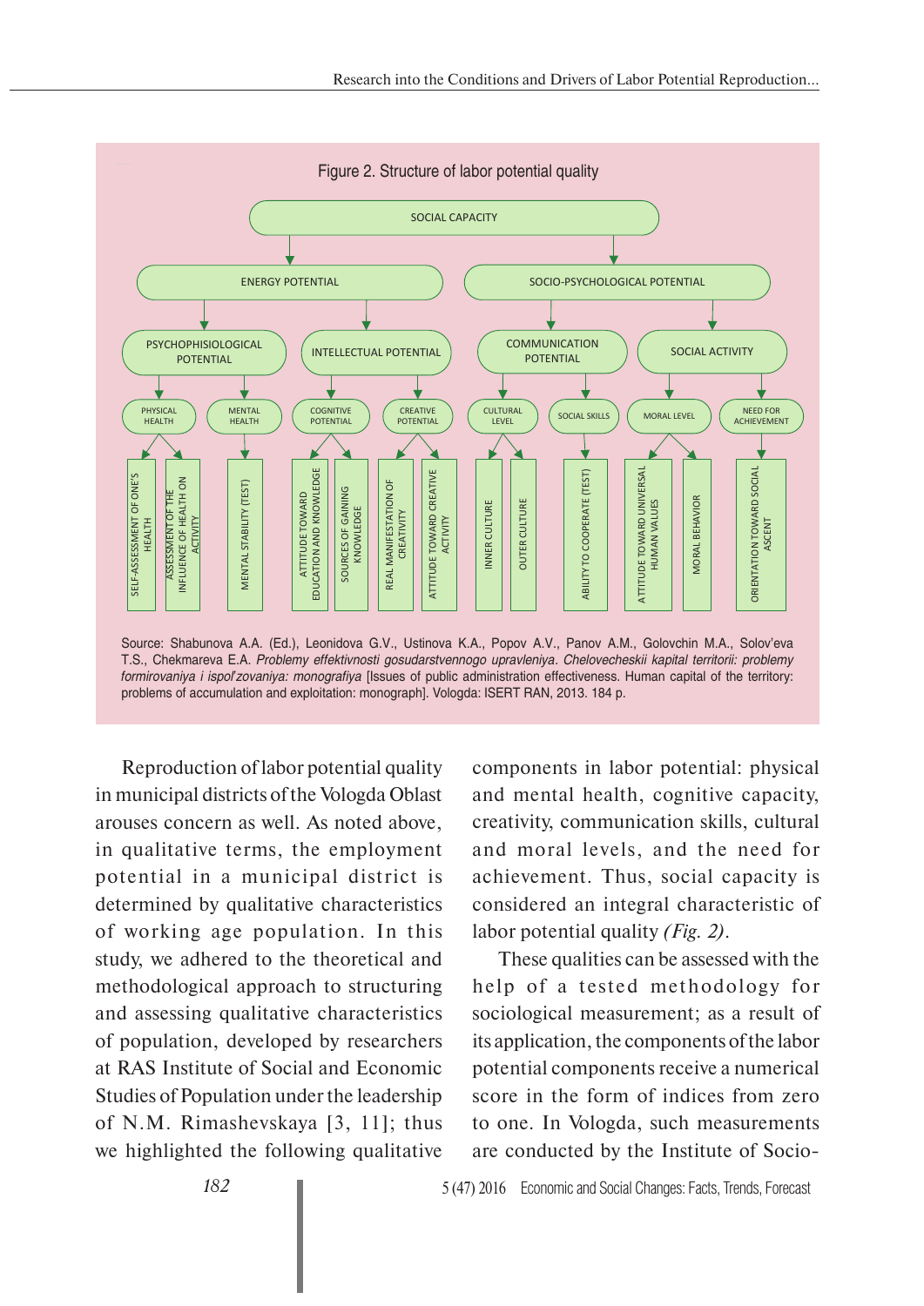Figure 2. Structure of labor potential quality

- SOCIAL CAPACITY
  - ENERGY POTENTIAL
    - PSYCHOPHISIOLOGICAL POTENTIAL
      - PHYSICAL HEALTH
        - SELF-ASSESSMENT OF ONE'S HEALTH
        - ASSESSMENT OF THE INFLUENCE OF HEALTH ON ACTIVITY
      - MENTAL HEALTH
        - MENTAL STABILITY (TEST)
    - INTELLECTUAL POTENTIAL
      - COGNITIVE POTENTIAL
        - ATTITUDE TOWARD EDUCATION AND KNOWLEDGE
        - SOURCES OF GAINING KNOWLEDGE
      - CREATIVE POTENTIAL
        - REAL MANIFESTATION OF CREATIVITY
        - ATTITUDE TOWARD CREATIVE ACTIVITY
  - SOCIO-PSYCHOLOGICAL POTENTIAL
    - COMMUNICATION POTENTIAL
      - CULTURAL LEVEL
        - INNER CULTURE
        - OUTER CULTURE
      - SOCIAL SKILLS
        - ABILITY TO COOPERATE (TEST)
    - SOCIAL ACTIVITY
      - MORAL LEVEL
        - ATTITUDE TOWARD UNIVERSAL HUMAN VALUES
        - MORAL BEHAVIOR
      - NEED FOR ACHIEVEMENT
        - ORIENTATION TOWARD SOCIAL ASCENT

Source: Shabunova A.A. (Ed.), Leonidova G.V., Ustinova K.A., Popov A.V., Panov A.M., Golovchin M.A., Solov'eva T.S., Chekmareva E.A. *Problemy effektivnosti gosudarstvennogo upravleniya. Chelovecheskii kapital territorii: problemy formirovaniya i ispol'zovaniya: monografiya* [Issues of public administration effectiveness. Human capital of the territory: problems of accumulation and exploitation: monograph]. Vologda: ISERT RAN, 2013. 184 p.

Reproduction of labor potential quality in municipal districts of the Vologda Oblast arouses concern as well. As noted above, in qualitative terms, the employment potential in a municipal district is determined by qualitative characteristics of working age population. In this study, we adhered to the theoretical and methodological approach to structuring and assessing qualitative characteristics of population, developed by researchers at RAS Institute of Social and Economic Studies of Population under the leadership of N.M. Rimashevskaya [3, 11]; thus we highlighted the following qualitative components in labor potential: physical and mental health, cognitive capacity, creativity, communication skills, cultural and moral levels, and the need for achievement. Thus, social capacity is considered an integral characteristic of labor potential quality *(Fig. 2)*.

These qualities can be assessed with the help of a tested methodology for sociological measurement; as a result of its application, the components of the labor potential components receive a numerical score in the form of indices from zero to one. In Vologda, such measurements are conducted by the Institute of Socio-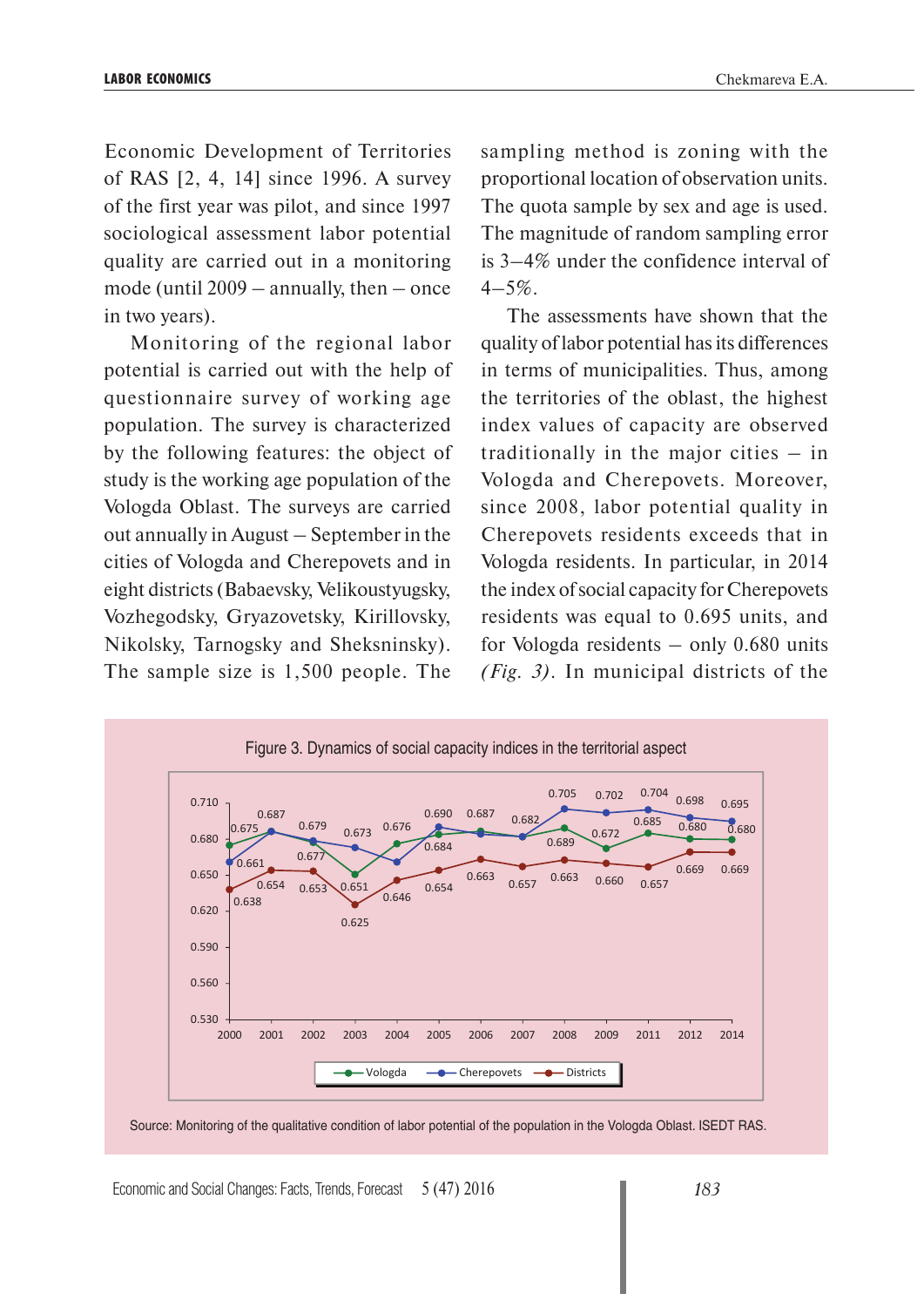Economic Development of Territories of RAS [2, 4, 14] since 1996. A survey of the first year was pilot, and since 1997 sociological assessment labor potential quality are carried out in a monitoring mode (until 2009 – annually, then – once in two years).

Monitoring of the regional labor potential is carried out with the help of questionnaire survey of working age population. The survey is characterized by the following features: the object of study is the working age population of the Vologda Oblast. The surveys are carried out annually in August – September in the cities of Vologda and Cherepovets and in eight districts (Babaevsky, Velikoustyugsky, Vozhegodsky, Gryazovetsky, Kirillovsky, Nikolsky, Tarnogsky and Sheksninsky). The sample size is 1,500 people. The sampling method is zoning with the proportional location of observation units. The quota sample by sex and age is used. The magnitude of random sampling error is 3–4% under the confidence interval of 4–5%.

The assessments have shown that the quality of labor potential has its differences in terms of municipalities. Thus, among the territories of the oblast, the highest index values of capacity are observed traditionally in the major cities – in Vologda and Cherepovets. Moreover, since 2008, labor potential quality in Cherepovets residents exceeds that in Vologda residents. In particular, in 2014 the index of social capacity for Cherepovets residents was equal to 0.695 units, and for Vologda residents – only 0.680 units *(Fig. 3)*. In municipal districts of the

Figure 3. Dynamics of social capacity indices in the territorial aspect

Source: Monitoring of the qualitative condition of labor potential of the population in the Vologda Oblast. ISEDT RAS.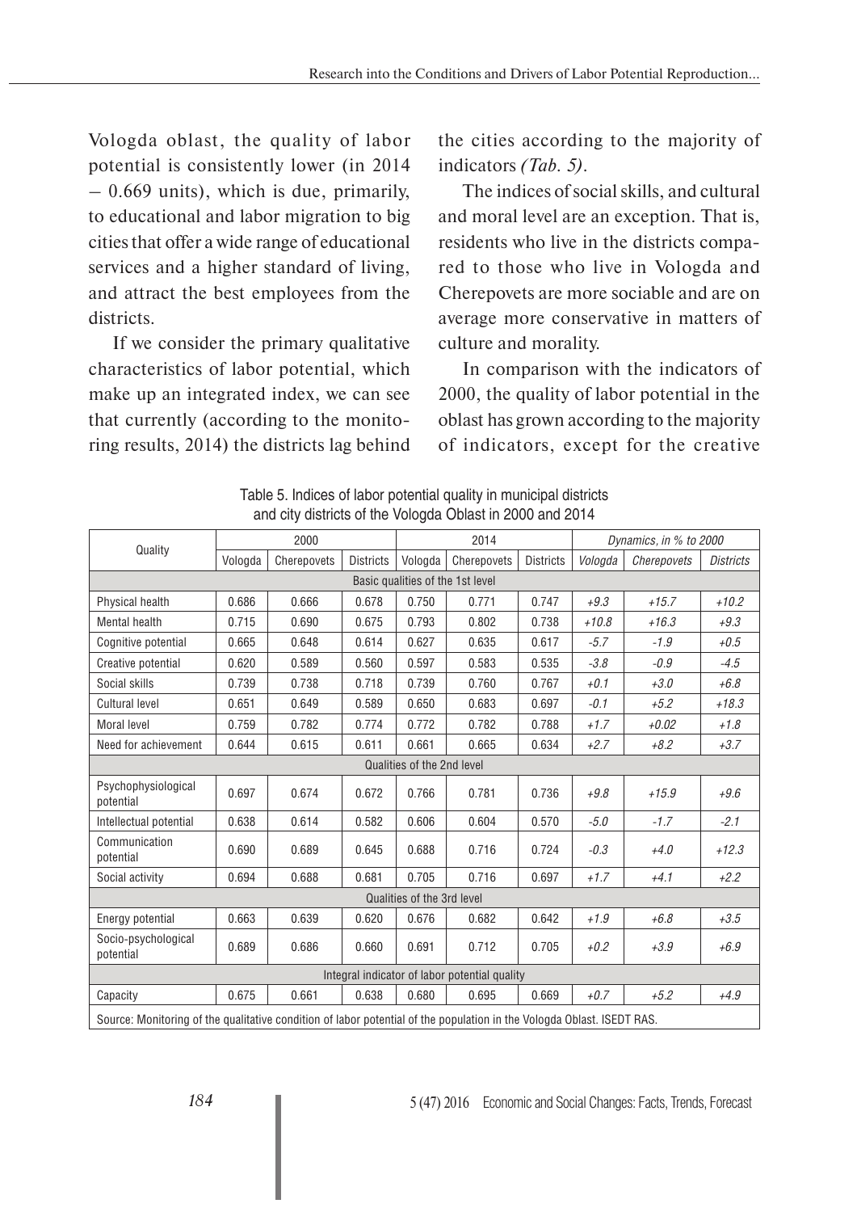Vologda oblast, the quality of labor potential is consistently lower (in 2014 – 0.669 units), which is due, primarily, to educational and labor migration to big cities that offer a wide range of educational services and a higher standard of living, and attract the best employees from the districts.

If we consider the primary qualitative characteristics of labor potential, which make up an integrated index, we can see that currently (according to the monitoring results, 2014) the districts lag behind the cities according to the majority of indicators *(Tab. 5)*.

The indices of social skills, and cultural and moral level are an exception. That is, residents who live in the districts compared to those who live in Vologda and Cherepovets are more sociable and are on average more conservative in matters of culture and morality.

In comparison with the indicators of 2000, the quality of labor potential in the oblast has grown according to the majority of indicators, except for the creative

Table 5. Indices of labor potential quality in municipal districts and city districts of the Vologda Oblast in 2000 and 2014

| Quality | 2000 | | | 2014 | | | *Dynamics, in % to 2000* | | |
|---|---|---|---|---|---|---|---|---|---|
| | Vologda | Cherepovets | Districts | Vologda | Cherepovets | Districts | *Vologda* | *Cherepovets* | *Districts* |
| Basic qualities of the 1st level | | | | | | | | | |
| Physical health | 0.686 | 0.666 | 0.678 | 0.750 | 0.771 | 0.747 | *+9.3* | *+15.7* | *+10.2* |
| Mental health | 0.715 | 0.690 | 0.675 | 0.793 | 0.802 | 0.738 | *+10.8* | *+16.3* | *+9.3* |
| Cognitive potential | 0.665 | 0.648 | 0.614 | 0.627 | 0.635 | 0.617 | *-5.7* | *-1.9* | *+0.5* |
| Creative potential | 0.620 | 0.589 | 0.560 | 0.597 | 0.583 | 0.535 | *-3.8* | *-0.9* | *-4.5* |
| Social skills | 0.739 | 0.738 | 0.718 | 0.739 | 0.760 | 0.767 | *+0.1* | *+3.0* | *+6.8* |
| Cultural level | 0.651 | 0.649 | 0.589 | 0.650 | 0.683 | 0.697 | *-0.1* | *+5.2* | *+18.3* |
| Moral level | 0.759 | 0.782 | 0.774 | 0.772 | 0.782 | 0.788 | *+1.7* | *+0.02* | *+1.8* |
| Need for achievement | 0.644 | 0.615 | 0.611 | 0.661 | 0.665 | 0.634 | *+2.7* | *+8.2* | *+3.7* |
| Qualities of the 2nd level | | | | | | | | | |
| Psychophysiological potential | 0.697 | 0.674 | 0.672 | 0.766 | 0.781 | 0.736 | *+9.8* | *+15.9* | *+9.6* |
| Intellectual potential | 0.638 | 0.614 | 0.582 | 0.606 | 0.604 | 0.570 | *-5.0* | *-1.7* | *-2.1* |
| Communication potential | 0.690 | 0.689 | 0.645 | 0.688 | 0.716 | 0.724 | *-0.3* | *+4.0* | *+12.3* |
| Social activity | 0.694 | 0.688 | 0.681 | 0.705 | 0.716 | 0.697 | *+1.7* | *+4.1* | *+2.2* |
| Qualities of the 3rd level | | | | | | | | | |
| Energy potential | 0.663 | 0.639 | 0.620 | 0.676 | 0.682 | 0.642 | *+1.9* | *+6.8* | *+3.5* |
| Socio-psychological potential | 0.689 | 0.686 | 0.660 | 0.691 | 0.712 | 0.705 | *+0.2* | *+3.9* | *+6.9* |
| Integral indicator of labor potential quality | | | | | | | | | |
| Capacity | 0.675 | 0.661 | 0.638 | 0.680 | 0.695 | 0.669 | *+0.7* | *+5.2* | *+4.9* |

Source: Monitoring of the qualitative condition of labor potential of the population in the Vologda Oblast. ISEDT RAS.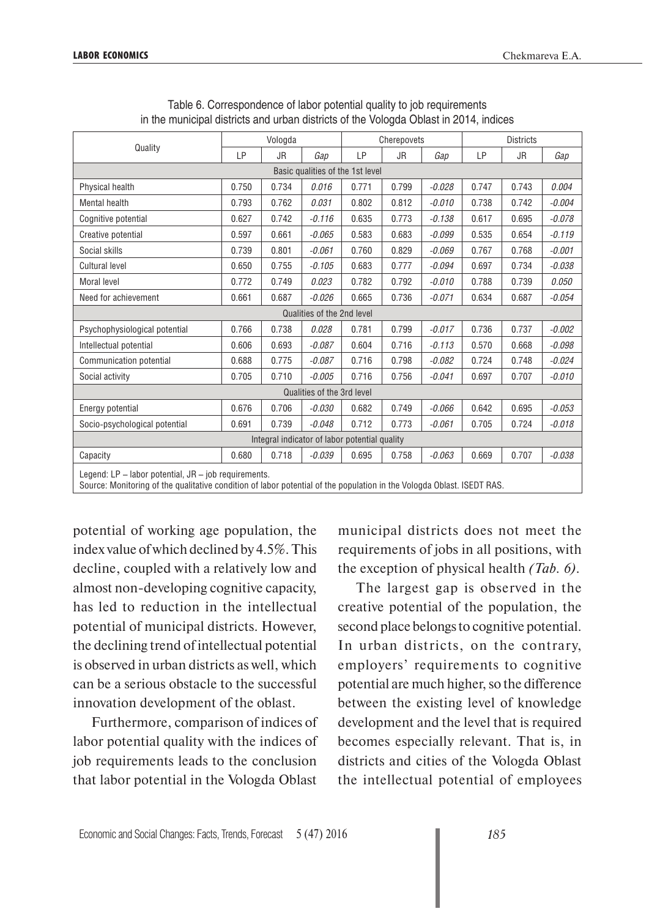Table 6. Correspondence of labor potential quality to job requirements in the municipal districts and urban districts of the Vologda Oblast in 2014, indices

| Quality | Vologda | | | Cherepovets | | | Districts | | |
|---|---|---|---|---|---|---|---|---|---|
| | LP | JR | *Gap* | LP | JR | *Gap* | LP | JR | *Gap* |
| Basic qualities of the 1st level | | | | | | | | | |
| Physical health | 0.750 | 0.734 | *0.016* | 0.771 | 0.799 | *-0.028* | 0.747 | 0.743 | *0.004* |
| Mental health | 0.793 | 0.762 | *0.031* | 0.802 | 0.812 | *-0.010* | 0.738 | 0.742 | *-0.004* |
| Cognitive potential | 0.627 | 0.742 | *-0.116* | 0.635 | 0.773 | *-0.138* | 0.617 | 0.695 | *-0.078* |
| Creative potential | 0.597 | 0.661 | *-0.065* | 0.583 | 0.683 | *-0.099* | 0.535 | 0.654 | *-0.119* |
| Social skills | 0.739 | 0.801 | *-0.061* | 0.760 | 0.829 | *-0.069* | 0.767 | 0.768 | *-0.001* |
| Cultural level | 0.650 | 0.755 | *-0.105* | 0.683 | 0.777 | *-0.094* | 0.697 | 0.734 | *-0.038* |
| Moral level | 0.772 | 0.749 | *0.023* | 0.782 | 0.792 | *-0.010* | 0.788 | 0.739 | *0.050* |
| Need for achievement | 0.661 | 0.687 | *-0.026* | 0.665 | 0.736 | *-0.071* | 0.634 | 0.687 | *-0.054* |
| Qualities of the 2nd level | | | | | | | | | |
| Psychophysiological potential | 0.766 | 0.738 | *0.028* | 0.781 | 0.799 | *-0.017* | 0.736 | 0.737 | *-0.002* |
| Intellectual potential | 0.606 | 0.693 | *-0.087* | 0.604 | 0.716 | *-0.113* | 0.570 | 0.668 | *-0.098* |
| Communication potential | 0.688 | 0.775 | *-0.087* | 0.716 | 0.798 | *-0.082* | 0.724 | 0.748 | *-0.024* |
| Social activity | 0.705 | 0.710 | *-0.005* | 0.716 | 0.756 | *-0.041* | 0.697 | 0.707 | *-0.010* |
| Qualities of the 3rd level | | | | | | | | | |
| Energy potential | 0.676 | 0.706 | *-0.030* | 0.682 | 0.749 | *-0.066* | 0.642 | 0.695 | *-0.053* |
| Socio-psychological potential | 0.691 | 0.739 | *-0.048* | 0.712 | 0.773 | *-0.061* | 0.705 | 0.724 | *-0.018* |
| Integral indicator of labor potential quality | | | | | | | | | |
| Capacity | 0.680 | 0.718 | *-0.039* | 0.695 | 0.758 | *-0.063* | 0.669 | 0.707 | *-0.038* |

Legend: LP – labor potential, JR – job requirements.
Source: Monitoring of the qualitative condition of labor potential of the population in the Vologda Oblast. ISEDT RAS.

potential of working age population, the index value of which declined by 4.5%. This decline, coupled with a relatively low and almost non-developing cognitive capacity, has led to reduction in the intellectual potential of municipal districts. However, the declining trend of intellectual potential is observed in urban districts as well, which can be a serious obstacle to the successful innovation development of the oblast.

Furthermore, comparison of indices of labor potential quality with the indices of job requirements leads to the conclusion that labor potential in the Vologda Oblast municipal districts does not meet the requirements of jobs in all positions, with the exception of physical health *(Tab. 6)*.

The largest gap is observed in the creative potential of the population, the second place belongs to cognitive potential. In urban districts, on the contrary, employers' requirements to cognitive potential are much higher, so the difference between the existing level of knowledge development and the level that is required becomes especially relevant. That is, in districts and cities of the Vologda Oblast the intellectual potential of employees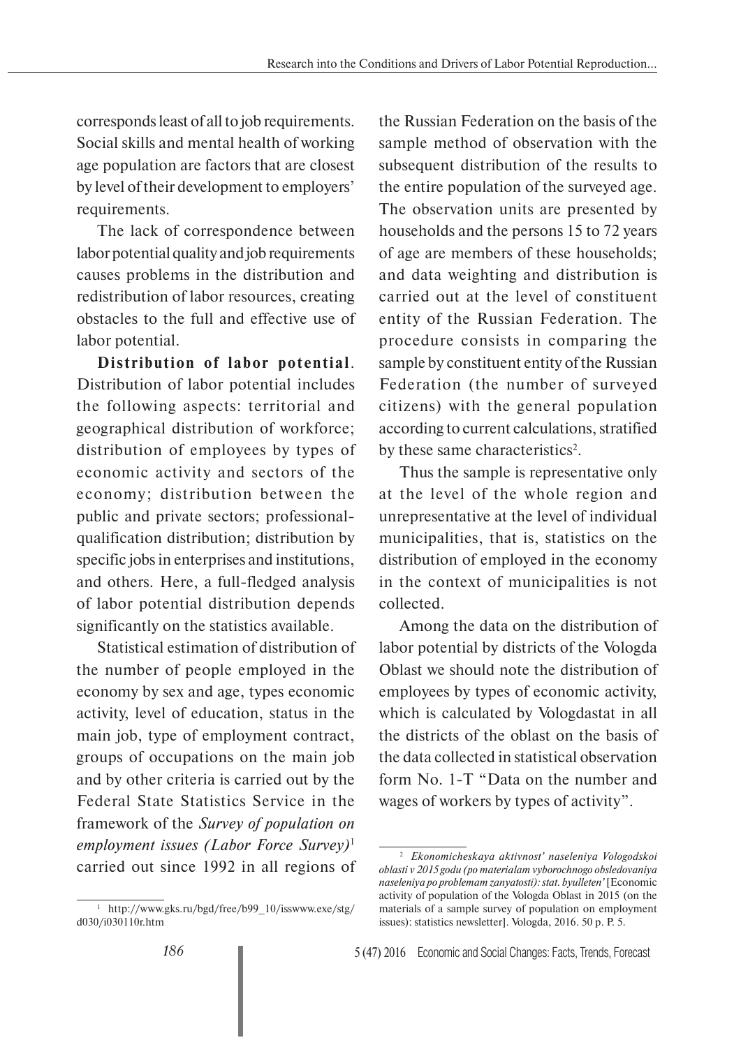corresponds least of all to job requirements. Social skills and mental health of working age population are factors that are closest by level of their development to employers' requirements.

The lack of correspondence between labor potential quality and job requirements causes problems in the distribution and redistribution of labor resources, creating obstacles to the full and effective use of labor potential.

**Distribution of labor potential**. Distribution of labor potential includes the following aspects: territorial and geographical distribution of workforce; distribution of employees by types of economic activity and sectors of the economy; distribution between the public and private sectors; professional-qualification distribution; distribution by specific jobs in enterprises and institutions, and others. Here, a full-fledged analysis of labor potential distribution depends significantly on the statistics available.

Statistical estimation of distribution of the number of people employed in the economy by sex and age, types economic activity, level of education, status in the main job, type of employment contract, groups of occupations on the main job and by other criteria is carried out by the Federal State Statistics Service in the framework of the *Survey of population on employment issues (Labor Force Survey)*[1] carried out since 1992 in all regions of the Russian Federation on the basis of the sample method of observation with the subsequent distribution of the results to the entire population of the surveyed age. The observation units are presented by households and the persons 15 to 72 years of age are members of these households; and data weighting and distribution is carried out at the level of constituent entity of the Russian Federation. The procedure consists in comparing the sample by constituent entity of the Russian Federation (the number of surveyed citizens) with the general population according to current calculations, stratified by these same characteristics[2].

Thus the sample is representative only at the level of the whole region and unrepresentative at the level of individual municipalities, that is, statistics on the distribution of employed in the economy in the context of municipalities is not collected.

Among the data on the distribution of labor potential by districts of the Vologda Oblast we should note the distribution of employees by types of economic activity, which is calculated by Vologdastat in all the districts of the oblast on the basis of the data collected in statistical observation form No. 1-T "Data on the number and wages of workers by types of activity".

---

[1] http://www.gks.ru/bgd/free/b99_10/isswww.exe/stg/d030/i030110r.htm

[2] *Ekonomicheskaya aktivnost' naseleniya Vologodskoi oblasti v 2015 godu (po materialam vyborochnogo obsledovaniya naseleniya po problemam zanyatosti): stat. byulleten'* [Economic activity of population of the Vologda Oblast in 2015 (on the materials of a sample survey of population on employment issues): statistics newsletter]. Vologda, 2016. 50 p. P. 5.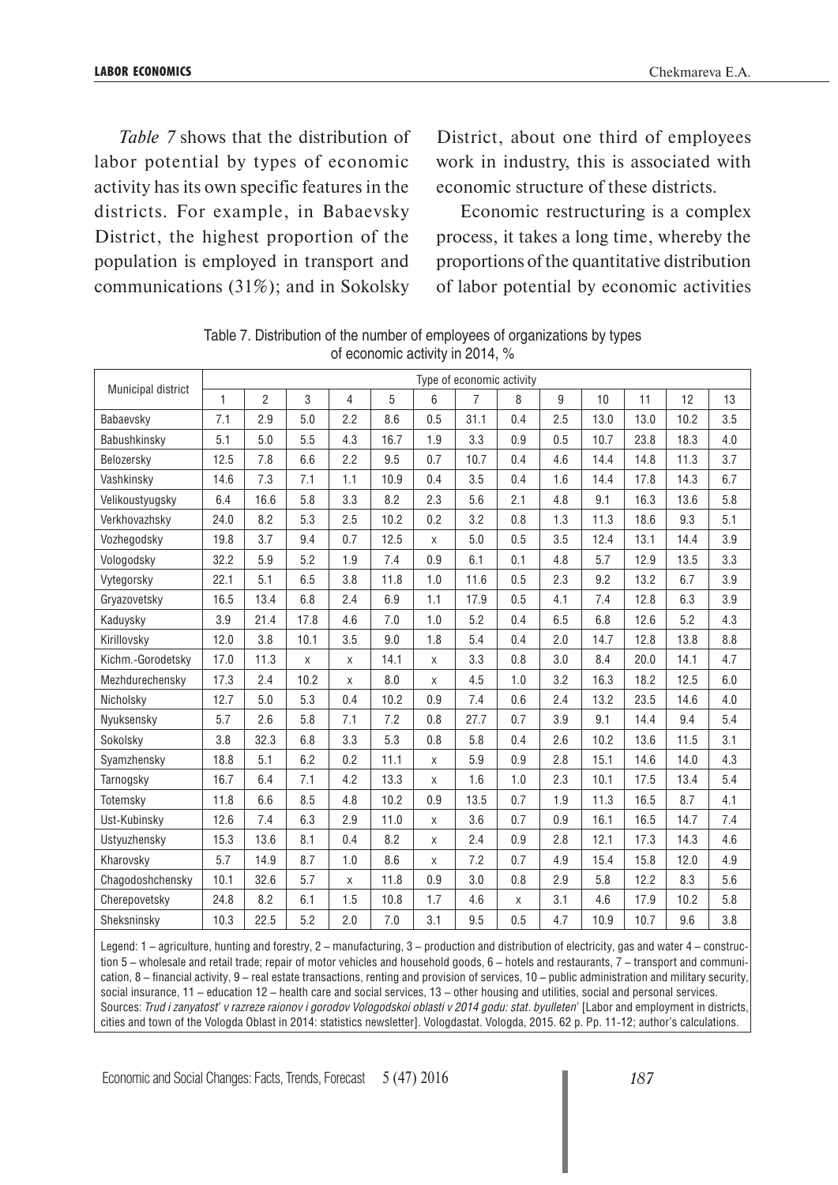*Table 7* shows that the distribution of labor potential by types of economic activity has its own specific features in the districts. For example, in Babaevsky District, the highest proportion of the population is employed in transport and communications (31%); and in Sokolsky District, about one third of employees work in industry, this is associated with economic structure of these districts.

Economic restructuring is a complex process, it takes a long time, whereby the proportions of the quantitative distribution of labor potential by economic activities

Table 7. Distribution of the number of employees of organizations by types of economic activity in 2014, %

| Municipal district | Type of economic activity | | | | | | | | | | | | |
|---|---|---|---|---|---|---|---|---|---|---|---|---|---|
| | 1 | 2 | 3 | 4 | 5 | 6 | 7 | 8 | 9 | 10 | 11 | 12 | 13 |
| Babaevsky | 7.1 | 2.9 | 5.0 | 2.2 | 8.6 | 0.5 | 31.1 | 0.4 | 2.5 | 13.0 | 13.0 | 10.2 | 3.5 |
| Babushkinsky | 5.1 | 5.0 | 5.5 | 4.3 | 16.7 | 1.9 | 3.3 | 0.9 | 0.5 | 10.7 | 23.8 | 18.3 | 4.0 |
| Belozersky | 12.5 | 7.8 | 6.6 | 2.2 | 9.5 | 0.7 | 10.7 | 0.4 | 4.6 | 14.4 | 14.8 | 11.3 | 3.7 |
| Vashkinsky | 14.6 | 7.3 | 7.1 | 1.1 | 10.9 | 0.4 | 3.5 | 0.4 | 1.6 | 14.4 | 17.8 | 14.3 | 6.7 |
| Velikoustyugsky | 6.4 | 16.6 | 5.8 | 3.3 | 8.2 | 2.3 | 5.6 | 2.1 | 4.8 | 9.1 | 16.3 | 13.6 | 5.8 |
| Verkhovazhsky | 24.0 | 8.2 | 5.3 | 2.5 | 10.2 | 0.2 | 3.2 | 0.8 | 1.3 | 11.3 | 18.6 | 9.3 | 5.1 |
| Vozhegodsky | 19.8 | 3.7 | 9.4 | 0.7 | 12.5 | x | 5.0 | 0.5 | 3.5 | 12.4 | 13.1 | 14.4 | 3.9 |
| Vologodsky | 32.2 | 5.9 | 5.2 | 1.9 | 7.4 | 0.9 | 6.1 | 0.1 | 4.8 | 5.7 | 12.9 | 13.5 | 3.3 |
| Vytegorsky | 22.1 | 5.1 | 6.5 | 3.8 | 11.8 | 1.0 | 11.6 | 0.5 | 2.3 | 9.2 | 13.2 | 6.7 | 3.9 |
| Gryazovetsky | 16.5 | 13.4 | 6.8 | 2.4 | 6.9 | 1.1 | 17.9 | 0.5 | 4.1 | 7.4 | 12.8 | 6.3 | 3.9 |
| Kaduysky | 3.9 | 21.4 | 17.8 | 4.6 | 7.0 | 1.0 | 5.2 | 0.4 | 6.5 | 6.8 | 12.6 | 5.2 | 4.3 |
| Kirillovsky | 12.0 | 3.8 | 10.1 | 3.5 | 9.0 | 1.8 | 5.4 | 0.4 | 2.0 | 14.7 | 12.8 | 13.8 | 8.8 |
| Kichm.-Gorodetsky | 17.0 | 11.3 | x | x | 14.1 | x | 3.3 | 0.8 | 3.0 | 8.4 | 20.0 | 14.1 | 4.7 |
| Mezhdurechensky | 17.3 | 2.4 | 10.2 | x | 8.0 | x | 4.5 | 1.0 | 3.2 | 16.3 | 18.2 | 12.5 | 6.0 |
| Nicholsky | 12.7 | 5.0 | 5.3 | 0.4 | 10.2 | 0.9 | 7.4 | 0.6 | 2.4 | 13.2 | 23.5 | 14.6 | 4.0 |
| Nyuksensky | 5.7 | 2.6 | 5.8 | 7.1 | 7.2 | 0.8 | 27.7 | 0.7 | 3.9 | 9.1 | 14.4 | 9.4 | 5.4 |
| Sokolsky | 3.8 | 32.3 | 6.8 | 3.3 | 5.3 | 0.8 | 5.8 | 0.4 | 2.6 | 10.2 | 13.6 | 11.5 | 3.1 |
| Syamzhensky | 18.8 | 5.1 | 6.2 | 0.2 | 11.1 | x | 5.9 | 0.9 | 2.8 | 15.1 | 14.6 | 14.0 | 4.3 |
| Tarnogsky | 16.7 | 6.4 | 7.1 | 4.2 | 13.3 | x | 1.6 | 1.0 | 2.3 | 10.1 | 17.5 | 13.4 | 5.4 |
| Totemsky | 11.8 | 6.6 | 8.5 | 4.8 | 10.2 | 0.9 | 13.5 | 0.7 | 1.9 | 11.3 | 16.5 | 8.7 | 4.1 |
| Ust-Kubinsky | 12.6 | 7.4 | 6.3 | 2.9 | 11.0 | x | 3.6 | 0.7 | 0.9 | 16.1 | 16.5 | 14.7 | 7.4 |
| Ustyuzhensky | 15.3 | 13.6 | 8.1 | 0.4 | 8.2 | x | 2.4 | 0.9 | 2.8 | 12.1 | 17.3 | 14.3 | 4.6 |
| Kharovsky | 5.7 | 14.9 | 8.7 | 1.0 | 8.6 | x | 7.2 | 0.7 | 4.9 | 15.4 | 15.8 | 12.0 | 4.9 |
| Chagodoshchensky | 10.1 | 32.6 | 5.7 | x | 11.8 | 0.9 | 3.0 | 0.8 | 2.9 | 5.8 | 12.2 | 8.3 | 5.6 |
| Cherepovetsky | 24.8 | 8.2 | 6.1 | 1.5 | 10.8 | 1.7 | 4.6 | x | 3.1 | 4.6 | 17.9 | 10.2 | 5.8 |
| Sheksninsky | 10.3 | 22.5 | 5.2 | 2.0 | 7.0 | 3.1 | 9.5 | 0.5 | 4.7 | 10.9 | 10.7 | 9.6 | 3.8 |

Legend: 1 – agriculture, hunting and forestry, 2 – manufacturing, 3 – production and distribution of electricity, gas and water 4 – construction 5 – wholesale and retail trade; repair of motor vehicles and household goods, 6 – hotels and restaurants, 7 – transport and communication, 8 – financial activity, 9 – real estate transactions, renting and provision of services, 10 – public administration and military security, social insurance, 11 – education 12 – health care and social services, 13 – other housing and utilities, social and personal services.
Sources: *Trud i zanyatost' v razreze raionov i gorodov Vologodskoi oblasti v 2014 godu: stat. byulleten'* [Labor and employment in districts, cities and town of the Vologda Oblast in 2014: statistics newsletter]. Vologdastat. Vologda, 2015. 62 p. Pp. 11-12; author's calculations.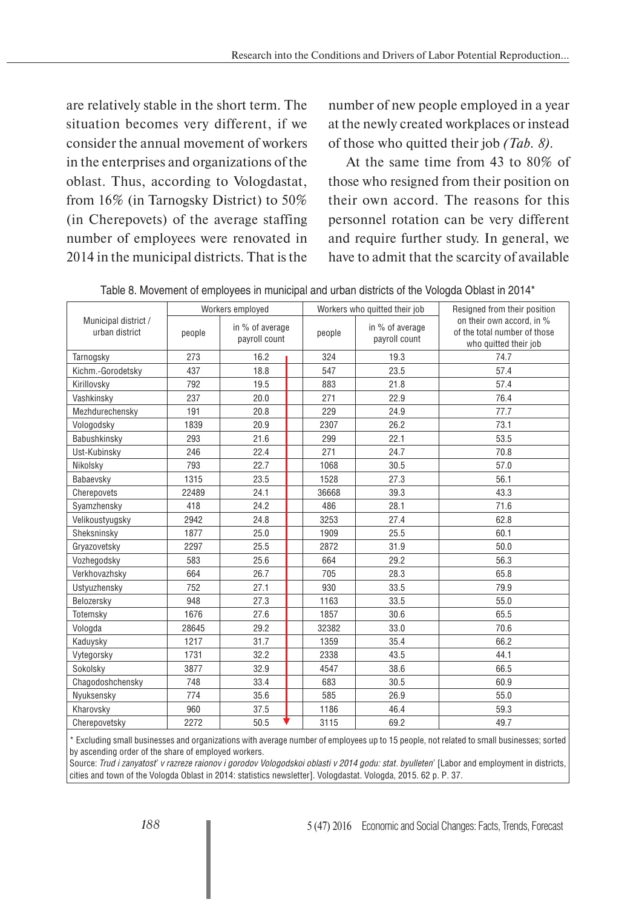are relatively stable in the short term. The situation becomes very different, if we consider the annual movement of workers in the enterprises and organizations of the oblast. Thus, according to Vologdastat, from 16% (in Tarnogsky District) to 50% (in Cherepovets) of the average staffing number of employees were renovated in 2014 in the municipal districts. That is the number of new people employed in a year at the newly created workplaces or instead of those who quitted their job *(Tab. 8)*.

At the same time from 43 to 80% of those who resigned from their position on their own accord. The reasons for this personnel rotation can be very different and require further study. In general, we have to admit that the scarcity of available

Table 8. Movement of employees in municipal and urban districts of the Vologda Oblast in 2014*

| Municipal district / urban district | Workers employed | | Workers who quitted their job | | Resigned from their position on their own accord, in % of the total number of those who quitted their job |
|---|---|---|---|---|---|
| | people | in % of average payroll count | people | in % of average payroll count | |
| Tarnogsky | 273 | 16.2 | 324 | 19.3 | 74.7 |
| Kichm.-Gorodetsky | 437 | 18.8 | 547 | 23.5 | 57.4 |
| Kirillovsky | 792 | 19.5 | 883 | 21.8 | 57.4 |
| Vashkinsky | 237 | 20.0 | 271 | 22.9 | 76.4 |
| Mezhdurechensky | 191 | 20.8 | 229 | 24.9 | 77.7 |
| Vologodsky | 1839 | 20.9 | 2307 | 26.2 | 73.1 |
| Babushkinsky | 293 | 21.6 | 299 | 22.1 | 53.5 |
| Ust-Kubinsky | 246 | 22.4 | 271 | 24.7 | 70.8 |
| Nikolsky | 793 | 22.7 | 1068 | 30.5 | 57.0 |
| Babaevsky | 1315 | 23.5 | 1528 | 27.3 | 56.1 |
| Cherepovets | 22489 | 24.1 | 36668 | 39.3 | 43.3 |
| Syamzhensky | 418 | 24.2 | 486 | 28.1 | 71.6 |
| Velikoustyugsky | 2942 | 24.8 | 3253 | 27.4 | 62.8 |
| Sheksninsky | 1877 | 25.0 | 1909 | 25.5 | 60.1 |
| Gryazovetsky | 2297 | 25.5 | 2872 | 31.9 | 50.0 |
| Vozhegodsky | 583 | 25.6 | 664 | 29.2 | 56.3 |
| Verkhovazhsky | 664 | 26.7 | 705 | 28.3 | 65.8 |
| Ustyuzhensky | 752 | 27.1 | 930 | 33.5 | 79.9 |
| Belozersky | 948 | 27.3 | 1163 | 33.5 | 55.0 |
| Totemsky | 1676 | 27.6 | 1857 | 30.6 | 65.5 |
| Vologda | 28645 | 29.2 | 32382 | 33.0 | 70.6 |
| Kaduysky | 1217 | 31.7 | 1359 | 35.4 | 66.2 |
| Vytegorsky | 1731 | 32.2 | 2338 | 43.5 | 44.1 |
| Sokolsky | 3877 | 32.9 | 4547 | 38.6 | 66.5 |
| Chagodoshchensky | 748 | 33.4 | 683 | 30.5 | 60.9 |
| Nyuksensky | 774 | 35.6 | 585 | 26.9 | 55.0 |
| Kharovsky | 960 | 37.5 | 1186 | 46.4 | 59.3 |
| Cherepovetsky | 2272 | 50.5 | 3115 | 69.2 | 49.7 |

\* Excluding small businesses and organizations with average number of employees up to 15 people, not related to small businesses; sorted by ascending order of the share of employed workers.

Source: *Trud i zanyatost' v razreze raionov i gorodov Vologodskoi oblasti v 2014 godu: stat. byulleten'* [Labor and employment in districts, cities and town of the Vologda Oblast in 2014: statistics newsletter]. Vologdastat. Vologda, 2015. 62 p. P. 37.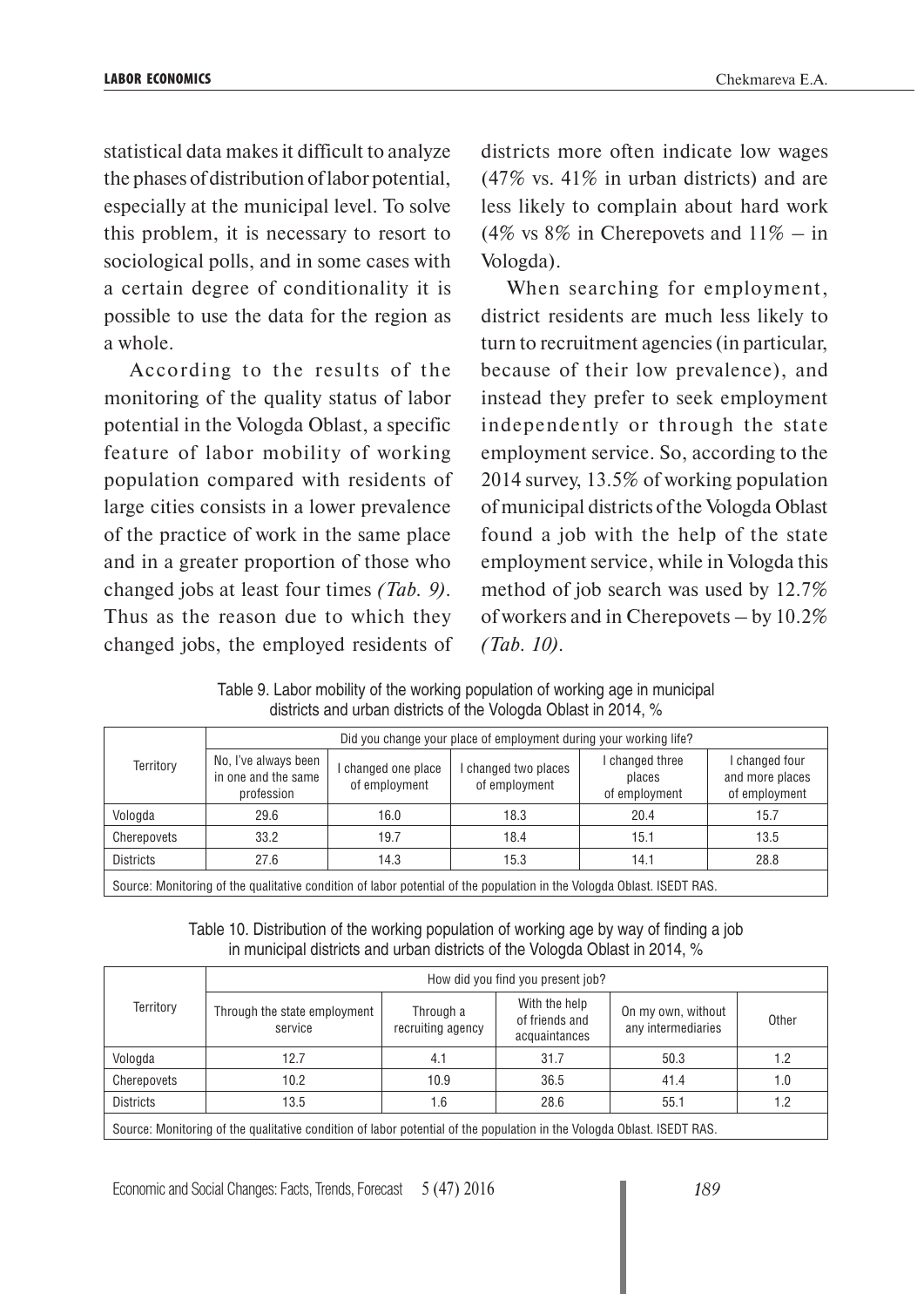statistical data makes it difficult to analyze the phases of distribution of labor potential, especially at the municipal level. To solve this problem, it is necessary to resort to sociological polls, and in some cases with a certain degree of conditionality it is possible to use the data for the region as a whole.

According to the results of the monitoring of the quality status of labor potential in the Vologda Oblast, a specific feature of labor mobility of working population compared with residents of large cities consists in a lower prevalence of the practice of work in the same place and in a greater proportion of those who changed jobs at least four times *(Tab. 9)*. Thus as the reason due to which they changed jobs, the employed residents of districts more often indicate low wages (47% vs. 41% in urban districts) and are less likely to complain about hard work (4% vs 8% in Cherepovets and 11% – in Vologda).

When searching for employment, district residents are much less likely to turn to recruitment agencies (in particular, because of their low prevalence), and instead they prefer to seek employment independently or through the state employment service. So, according to the 2014 survey, 13.5% of working population of municipal districts of the Vologda Oblast found a job with the help of the state employment service, while in Vologda this method of job search was used by 12.7% of workers and in Cherepovets – by 10.2% *(Tab. 10)*.

Table 9. Labor mobility of the working population of working age in municipal districts and urban districts of the Vologda Oblast in 2014, %

| Territory | Did you change your place of employment during your working life? | | | | |
|---|---|---|---|---|---|
| | No, I've always been in one and the same profession | I changed one place of employment | I changed two places of employment | I changed three places of employment | I changed four and more places of employment |
| Vologda | 29.6 | 16.0 | 18.3 | 20.4 | 15.7 |
| Cherepovets | 33.2 | 19.7 | 18.4 | 15.1 | 13.5 |
| Districts | 27.6 | 14.3 | 15.3 | 14.1 | 28.8 |

Source: Monitoring of the qualitative condition of labor potential of the population in the Vologda Oblast. ISEDT RAS.

Table 10. Distribution of the working population of working age by way of finding a job in municipal districts and urban districts of the Vologda Oblast in 2014, %

| Territory | How did you find you present job? | | | | |
|---|---|---|---|---|---|
| | Through the state employment service | Through a recruiting agency | With the help of friends and acquaintances | On my own, without any intermediaries | Other |
| Vologda | 12.7 | 4.1 | 31.7 | 50.3 | 1.2 |
| Cherepovets | 10.2 | 10.9 | 36.5 | 41.4 | 1.0 |
| Districts | 13.5 | 1.6 | 28.6 | 55.1 | 1.2 |

Source: Monitoring of the qualitative condition of labor potential of the population in the Vologda Oblast. ISEDT RAS.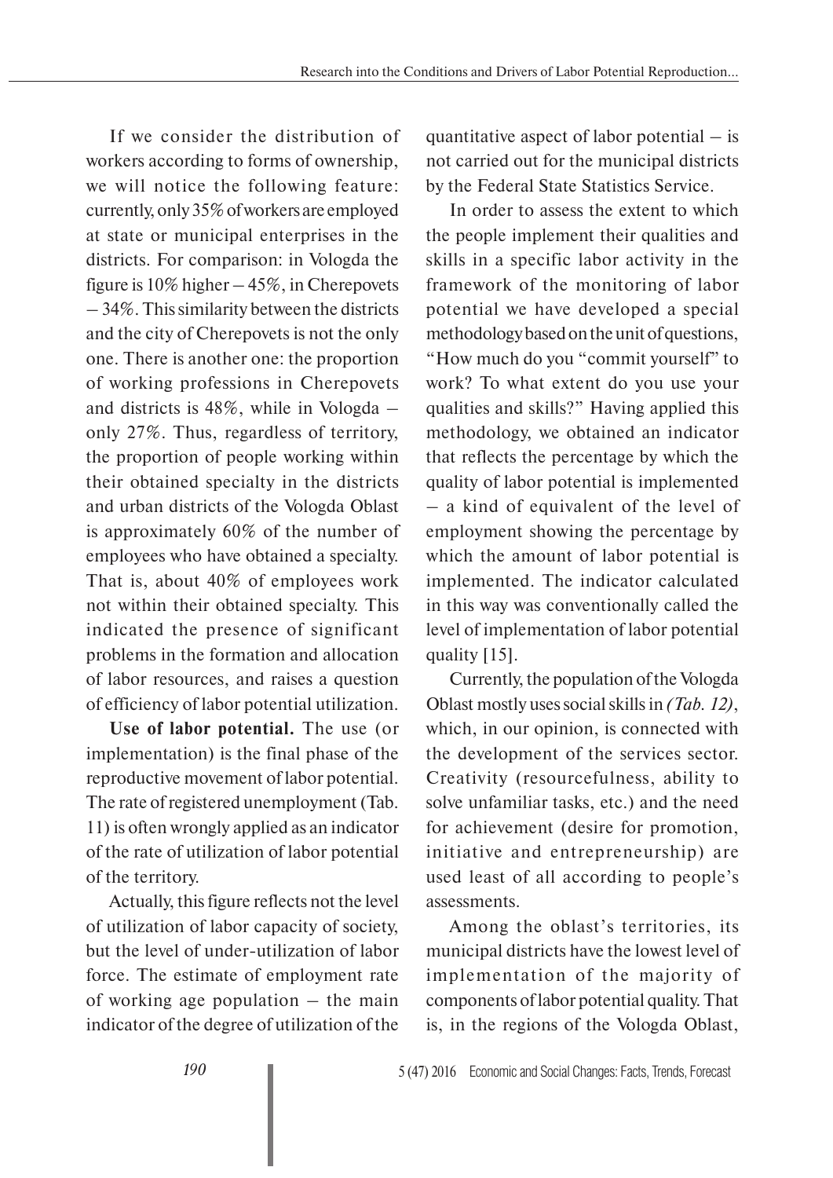If we consider the distribution of workers according to forms of ownership, we will notice the following feature: currently, only 35% of workers are employed at state or municipal enterprises in the districts. For comparison: in Vologda the figure is 10% higher – 45%, in Cherepovets – 34%. This similarity between the districts and the city of Cherepovets is not the only one. There is another one: the proportion of working professions in Cherepovets and districts is 48%, while in Vologda – only 27%. Thus, regardless of territory, the proportion of people working within their obtained specialty in the districts and urban districts of the Vologda Oblast is approximately 60% of the number of employees who have obtained a specialty. That is, about 40% of employees work not within their obtained specialty. This indicated the presence of significant problems in the formation and allocation of labor resources, and raises a question of efficiency of labor potential utilization.

**Use of labor potential.** The use (or implementation) is the final phase of the reproductive movement of labor potential. The rate of registered unemployment (Tab. 11) is often wrongly applied as an indicator of the rate of utilization of labor potential of the territory.

Actually, this figure reflects not the level of utilization of labor capacity of society, but the level of under-utilization of labor force. The estimate of employment rate of working age population – the main indicator of the degree of utilization of the quantitative aspect of labor potential – is not carried out for the municipal districts by the Federal State Statistics Service.

In order to assess the extent to which the people implement their qualities and skills in a specific labor activity in the framework of the monitoring of labor potential we have developed a special methodology based on the unit of questions, "How much do you "commit yourself" to work? To what extent do you use your qualities and skills?" Having applied this methodology, we obtained an indicator that reflects the percentage by which the quality of labor potential is implemented – a kind of equivalent of the level of employment showing the percentage by which the amount of labor potential is implemented. The indicator calculated in this way was conventionally called the level of implementation of labor potential quality [15].

Currently, the population of the Vologda Oblast mostly uses social skills in *(Tab. 12)*, which, in our opinion, is connected with the development of the services sector. Creativity (resourcefulness, ability to solve unfamiliar tasks, etc.) and the need for achievement (desire for promotion, initiative and entrepreneurship) are used least of all according to people's assessments.

Among the oblast's territories, its municipal districts have the lowest level of implementation of the majority of components of labor potential quality. That is, in the regions of the Vologda Oblast,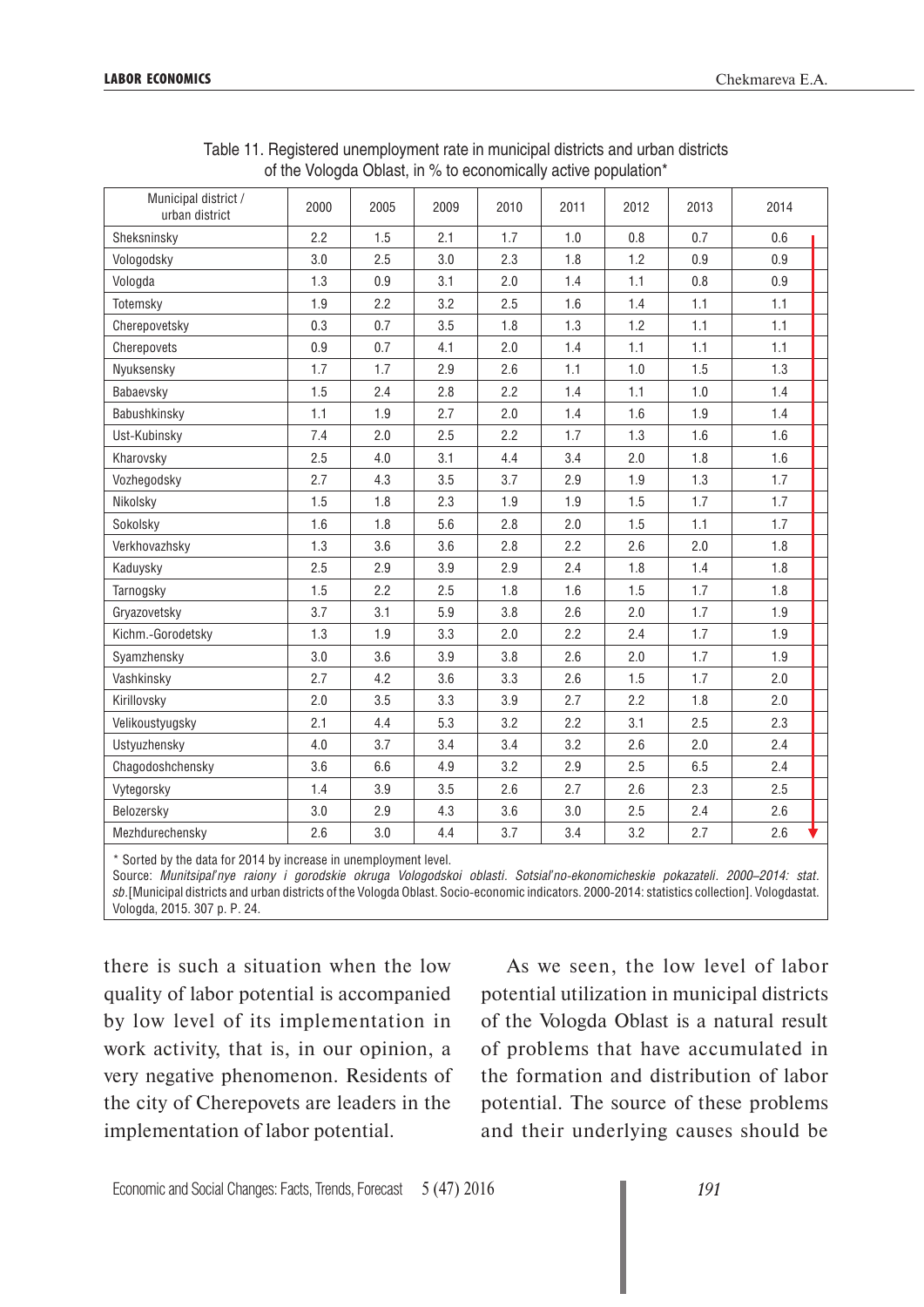Table 11. Registered unemployment rate in municipal districts and urban districts of the Vologda Oblast, in % to economically active population*

| Municipal district / urban district | 2000 | 2005 | 2009 | 2010 | 2011 | 2012 | 2013 | 2014 |
|---|---|---|---|---|---|---|---|---|
| Sheksninsky | 2.2 | 1.5 | 2.1 | 1.7 | 1.0 | 0.8 | 0.7 | 0.6 |
| Vologodsky | 3.0 | 2.5 | 3.0 | 2.3 | 1.8 | 1.2 | 0.9 | 0.9 |
| Vologda | 1.3 | 0.9 | 3.1 | 2.0 | 1.4 | 1.1 | 0.8 | 0.9 |
| Totemsky | 1.9 | 2.2 | 3.2 | 2.5 | 1.6 | 1.4 | 1.1 | 1.1 |
| Cherepovetsky | 0.3 | 0.7 | 3.5 | 1.8 | 1.3 | 1.2 | 1.1 | 1.1 |
| Cherepovets | 0.9 | 0.7 | 4.1 | 2.0 | 1.4 | 1.1 | 1.1 | 1.1 |
| Nyuksensky | 1.7 | 1.7 | 2.9 | 2.6 | 1.1 | 1.0 | 1.5 | 1.3 |
| Babaevsky | 1.5 | 2.4 | 2.8 | 2.2 | 1.4 | 1.1 | 1.0 | 1.4 |
| Babushkinsky | 1.1 | 1.9 | 2.7 | 2.0 | 1.4 | 1.6 | 1.9 | 1.4 |
| Ust-Kubinsky | 7.4 | 2.0 | 2.5 | 2.2 | 1.7 | 1.3 | 1.6 | 1.6 |
| Kharovsky | 2.5 | 4.0 | 3.1 | 4.4 | 3.4 | 2.0 | 1.8 | 1.6 |
| Vozhegodsky | 2.7 | 4.3 | 3.5 | 3.7 | 2.9 | 1.9 | 1.3 | 1.7 |
| Nikolsky | 1.5 | 1.8 | 2.3 | 1.9 | 1.9 | 1.5 | 1.7 | 1.7 |
| Sokolsky | 1.6 | 1.8 | 5.6 | 2.8 | 2.0 | 1.5 | 1.1 | 1.7 |
| Verkhovazhsky | 1.3 | 3.6 | 3.6 | 2.8 | 2.2 | 2.6 | 2.0 | 1.8 |
| Kaduysky | 2.5 | 2.9 | 3.9 | 2.9 | 2.4 | 1.8 | 1.4 | 1.8 |
| Tarnogsky | 1.5 | 2.2 | 2.5 | 1.8 | 1.6 | 1.5 | 1.7 | 1.8 |
| Gryazovetsky | 3.7 | 3.1 | 5.9 | 3.8 | 2.6 | 2.0 | 1.7 | 1.9 |
| Kichm.-Gorodetsky | 1.3 | 1.9 | 3.3 | 2.0 | 2.2 | 2.4 | 1.7 | 1.9 |
| Syamzhensky | 3.0 | 3.6 | 3.9 | 3.8 | 2.6 | 2.0 | 1.7 | 1.9 |
| Vashkinsky | 2.7 | 4.2 | 3.6 | 3.3 | 2.6 | 1.5 | 1.7 | 2.0 |
| Kirillovsky | 2.0 | 3.5 | 3.3 | 3.9 | 2.7 | 2.2 | 1.8 | 2.0 |
| Velikoustyugsky | 2.1 | 4.4 | 5.3 | 3.2 | 2.2 | 3.1 | 2.5 | 2.3 |
| Ustyuzhensky | 4.0 | 3.7 | 3.4 | 3.4 | 3.2 | 2.6 | 2.0 | 2.4 |
| Chagodoshchensky | 3.6 | 6.6 | 4.9 | 3.2 | 2.9 | 2.5 | 6.5 | 2.4 |
| Vytegorsky | 1.4 | 3.9 | 3.5 | 2.6 | 2.7 | 2.6 | 2.3 | 2.5 |
| Belozersky | 3.0 | 2.9 | 4.3 | 3.6 | 3.0 | 2.5 | 2.4 | 2.6 |
| Mezhdurechensky | 2.6 | 3.0 | 4.4 | 3.7 | 3.4 | 3.2 | 2.7 | 2.6 |

\* Sorted by the data for 2014 by increase in unemployment level.
Source: *Munitsipal'nye raiony i gorodskie okruga Vologodskoi oblasti. Sotsial'no-ekonomicheskie pokazateli. 2000–2014: stat. sb.*[Municipal districts and urban districts of the Vologda Oblast. Socio-economic indicators. 2000-2014: statistics collection]. Vologdastat. Vologda, 2015. 307 p. P. 24.

there is such a situation when the low quality of labor potential is accompanied by low level of its implementation in work activity, that is, in our opinion, a very negative phenomenon. Residents of the city of Cherepovets are leaders in the implementation of labor potential.

As we seen, the low level of labor potential utilization in municipal districts of the Vologda Oblast is a natural result of problems that have accumulated in the formation and distribution of labor potential. The source of these problems and their underlying causes should be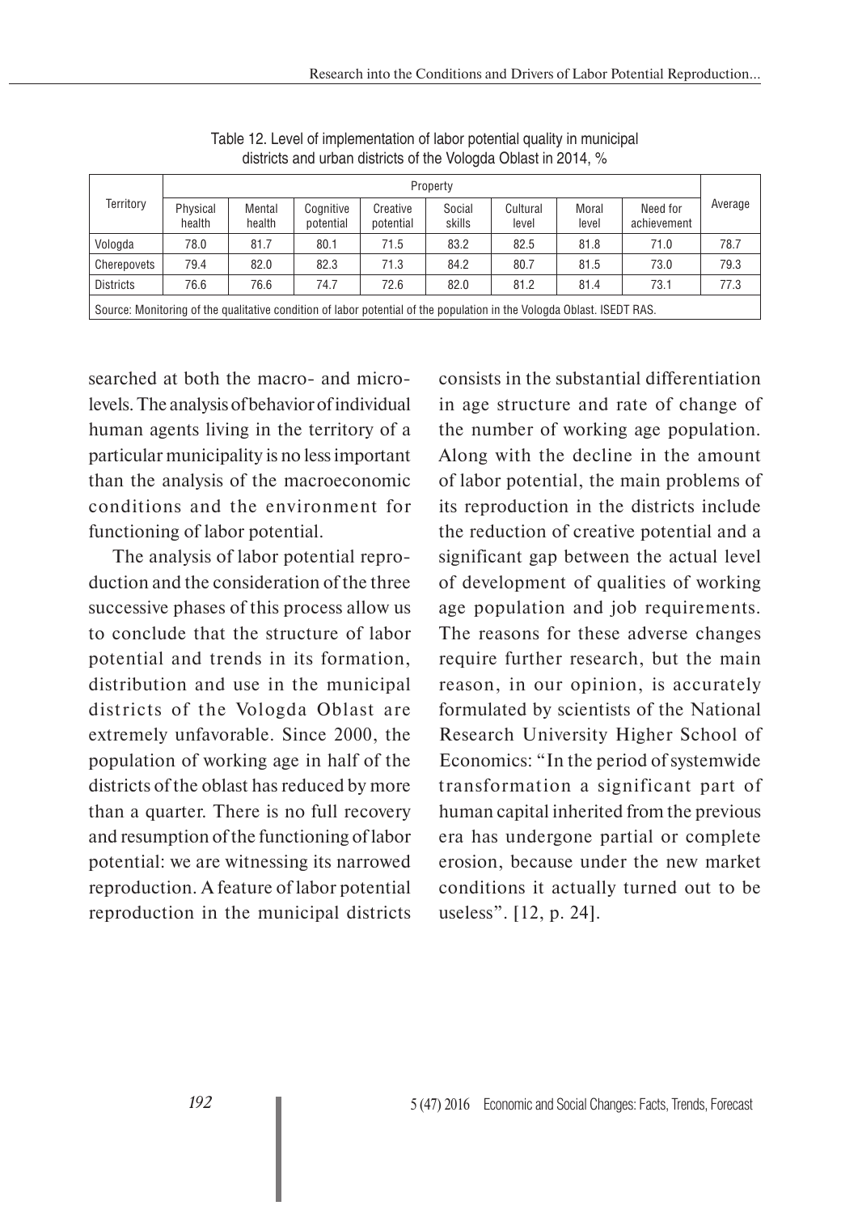Table 12. Level of implementation of labor potential quality in municipal districts and urban districts of the Vologda Oblast in 2014, %

| Territory | Property | | | | | | | | Average |
|---|---|---|---|---|---|---|---|---|---|
| | Physical health | Mental health | Cognitive potential | Creative potential | Social skills | Cultural level | Moral level | Need for achievement | |
| Vologda | 78.0 | 81.7 | 80.1 | 71.5 | 83.2 | 82.5 | 81.8 | 71.0 | 78.7 |
| Cherepovets | 79.4 | 82.0 | 82.3 | 71.3 | 84.2 | 80.7 | 81.5 | 73.0 | 79.3 |
| Districts | 76.6 | 76.6 | 74.7 | 72.6 | 82.0 | 81.2 | 81.4 | 73.1 | 77.3 |

Source: Monitoring of the qualitative condition of labor potential of the population in the Vologda Oblast. ISEDT RAS.

searched at both the macro- and micro-levels. The analysis of behavior of individual human agents living in the territory of a particular municipality is no less important than the analysis of the macroeconomic conditions and the environment for functioning of labor potential.

The analysis of labor potential reproduction and the consideration of the three successive phases of this process allow us to conclude that the structure of labor potential and trends in its formation, distribution and use in the municipal districts of the Vologda Oblast are extremely unfavorable. Since 2000, the population of working age in half of the districts of the oblast has reduced by more than a quarter. There is no full recovery and resumption of the functioning of labor potential: we are witnessing its narrowed reproduction. A feature of labor potential reproduction in the municipal districts consists in the substantial differentiation in age structure and rate of change of the number of working age population. Along with the decline in the amount of labor potential, the main problems of its reproduction in the districts include the reduction of creative potential and a significant gap between the actual level of development of qualities of working age population and job requirements. The reasons for these adverse changes require further research, but the main reason, in our opinion, is accurately formulated by scientists of the National Research University Higher School of Economics: "In the period of systemwide transformation a significant part of human capital inherited from the previous era has undergone partial or complete erosion, because under the new market conditions it actually turned out to be useless". [12, p. 24].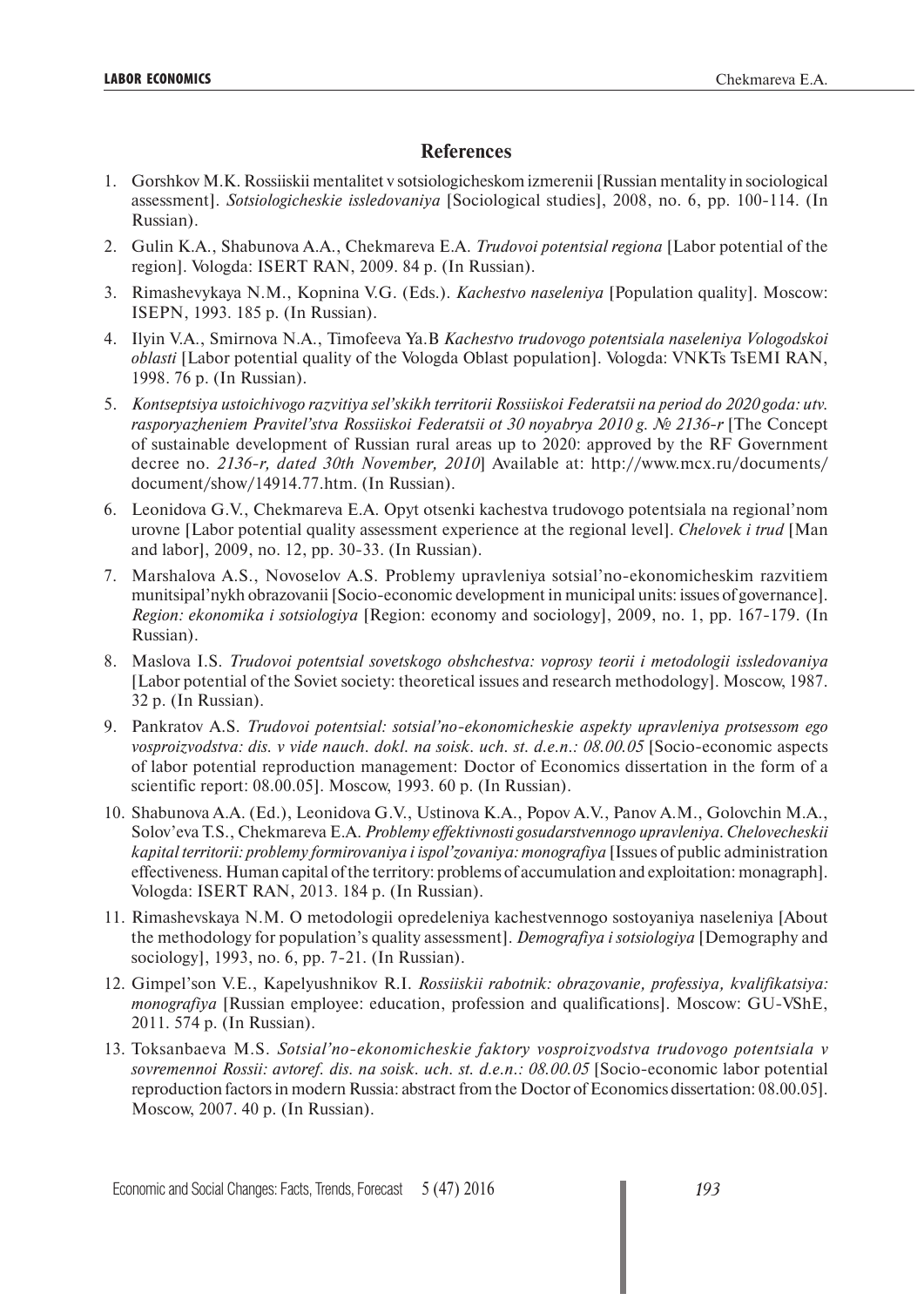## References

1. Gorshkov M.K. Rossiiskii mentalitet v sotsiologicheskom izmerenii [Russian mentality in sociological assessment]. *Sotsiologicheskie issledovaniya* [Sociological studies], 2008, no. 6, pp. 100-114. (In Russian).
2. Gulin K.A., Shabunova A.A., Chekmareva E.A. *Trudovoi potentsial regiona* [Labor potential of the region]. Vologda: ISERT RAN, 2009. 84 p. (In Russian).
3. Rimashevykaya N.M., Kopnina V.G. (Eds.). *Kachestvo naseleniya* [Population quality]. Moscow: ISEPN, 1993. 185 p. (In Russian).
4. Ilyin V.A., Smirnova N.A., Timofeeva Ya.B *Kachestvo trudovogo potentsiala naseleniya Vologodskoi oblasti* [Labor potential quality of the Vologda Oblast population]. Vologda: VNKTs TsEMI RAN, 1998. 76 p. (In Russian).
5. *Kontseptsiya ustoichivogo razvitiya sel'skikh territorii Rossiiskoi Federatsii na period do 2020 goda: utv. rasporyazheniem Pravitel'stva Rossiiskoi Federatsii ot 30 noyabrya 2010 g. № 2136-r* [The Concept of sustainable development of Russian rural areas up to 2020: approved by the RF Government decree no. *2136-r, dated 30th November, 2010*] Available at: http://www.mcx.ru/documents/document/show/14914.77.htm. (In Russian).
6. Leonidova G.V., Chekmareva E.A. Opyt otsenki kachestva trudovogo potentsiala na regional'nom urovne [Labor potential quality assessment experience at the regional level]. *Chelovek i trud* [Man and labor], 2009, no. 12, pp. 30-33. (In Russian).
7. Marshalova A.S., Novoselov A.S. Problemy upravleniya sotsial'no-ekonomicheskim razvitiem munitsipal'nykh obrazovanii [Socio-economic development in municipal units: issues of governance]. *Region: ekonomika i sotsiologiya* [Region: economy and sociology], 2009, no. 1, pp. 167-179. (In Russian).
8. Maslova I.S. *Trudovoi potentsial sovetskogo obshchestva: voprosy teorii i metodologii issledovaniya* [Labor potential of the Soviet society: theoretical issues and research methodology]. Moscow, 1987. 32 p. (In Russian).
9. Pankratov A.S. *Trudovoi potentsial: sotsial'no-ekonomicheskie aspekty upravleniya protsessom ego vosproizvodstva: dis. v vide nauch. dokl. na soisk. uch. st. d.e.n.: 08.00.05* [Socio-economic aspects of labor potential reproduction management: Doctor of Economics dissertation in the form of a scientific report: 08.00.05]. Moscow, 1993. 60 p. (In Russian).
10. Shabunova A.A. (Ed.), Leonidova G.V., Ustinova K.A., Popov A.V., Panov A.M., Golovchin M.A., Solov'eva T.S., Chekmareva E.A. *Problemy effektivnosti gosudarstvennogo upravleniya. Chelovecheskii kapital territorii: problemy formirovaniya i ispol'zovaniya: monografiya* [Issues of public administration effectiveness. Human capital of the territory: problems of accumulation and exploitation: monagraph]. Vologda: ISERT RAN, 2013. 184 p. (In Russian).
11. Rimashevskaya N.M. O metodologii opredeleniya kachestvennogo sostoyaniya naseleniya [About the methodology for population's quality assessment]. *Demografiya i sotsiologiya* [Demography and sociology], 1993, no. 6, pp. 7-21. (In Russian).
12. Gimpel'son V.E., Kapelyushnikov R.I. *Rossiiskii rabotnik: obrazovanie, professiya, kvalifikatsiya: monografiya* [Russian employee: education, profession and qualifications]. Moscow: GU-VShE, 2011. 574 p. (In Russian).
13. Toksanbaeva M.S. *Sotsial'no-ekonomicheskie faktory vosproizvodstva trudovogo potentsiala v sovremennoi Rossii: avtoref. dis. na soisk. uch. st. d.e.n.: 08.00.05* [Socio-economic labor potential reproduction factors in modern Russia: abstract from the Doctor of Economics dissertation: 08.00.05]. Moscow, 2007. 40 p. (In Russian).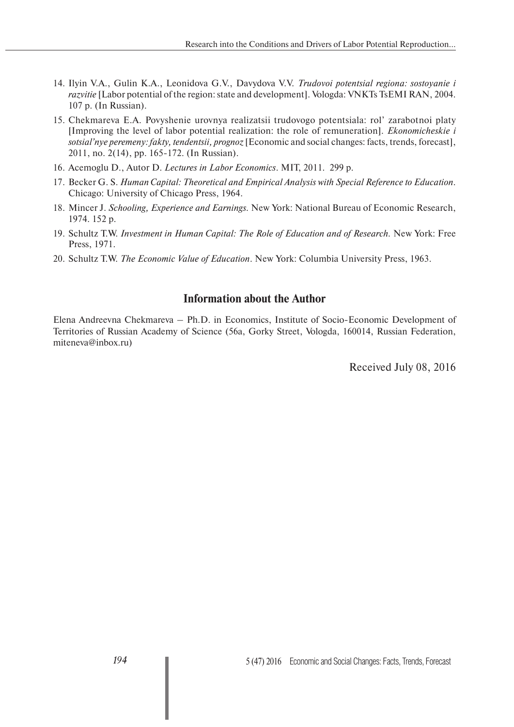14. Ilyin V.A., Gulin K.A., Leonidova G.V., Davydova V.V. *Trudovoi potentsial regiona: sostoyanie i razvitie* [Labor potential of the region: state and development]. Vologda: VNKTs TsEMI RAN, 2004. 107 p. (In Russian).
15. Chekmareva E.A. Povyshenie urovnya realizatsii trudovogo potentsiala: rol' zarabotnoi platy [Improving the level of labor potential realization: the role of remuneration]. *Ekonomicheskie i sotsial'nye peremeny: fakty, tendentsii, prognoz* [Economic and social changes: facts, trends, forecast], 2011, no. 2(14), pp. 165-172. (In Russian).
16. Acemoglu D., Autor D. *Lectures in Labor Economics*. MIT, 2011. 299 p.
17. Becker G. S. *Human Capital: Theoretical and Empirical Analysis with Special Reference to Education*. Chicago: University of Chicago Press, 1964.
18. Mincer J. *Schooling, Experience and Earnings.* New York: National Bureau of Economic Research, 1974. 152 p.
19. Schultz T.W. *Investment in Human Capital: The Role of Education and of Research.* New York: Free Press, 1971.
20. Schultz T.W. *The Economic Value of Education*. New York: Columbia University Press, 1963.

## Information about the Author

Elena Andreevna Chekmareva – Ph.D. in Economics, Institute of Socio-Economic Development of Territories of Russian Academy of Science (56a, Gorky Street, Vologda, 160014, Russian Federation, miteneva@inbox.ru)

Received July 08, 2016